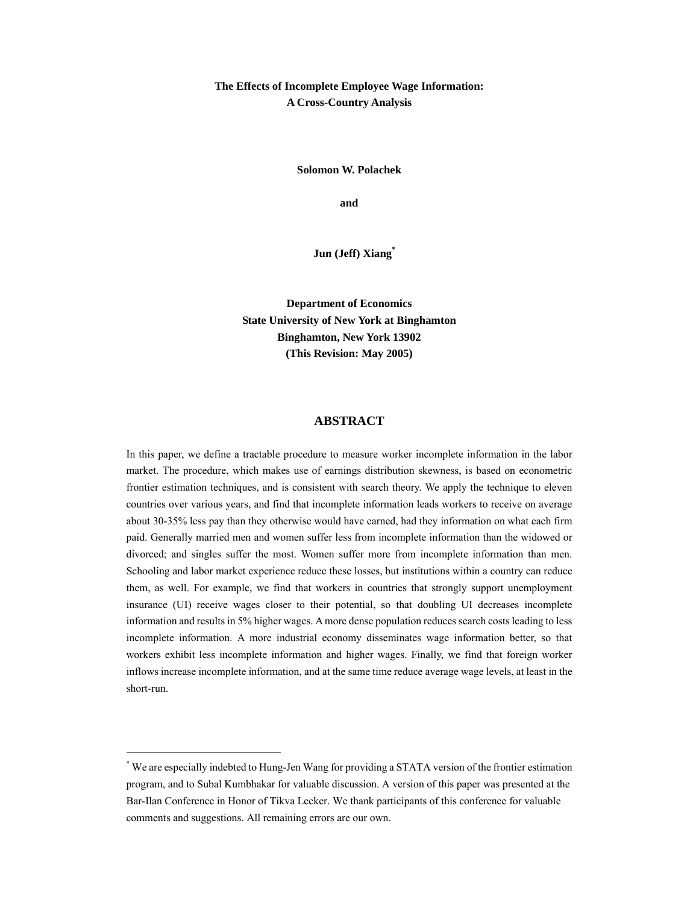# The Effects of Incomplete Employee Wage Information: A Cross-Country Analysis

**Solomon W. Polachek**

**and**

**Jun (Jeff) Xiang***

**Department of Economics**
**State University of New York at Binghamton**
**Binghamton, New York 13902**
**(This Revision: May 2005)**

## ABSTRACT

In this paper, we define a tractable procedure to measure worker incomplete information in the labor market. The procedure, which makes use of earnings distribution skewness, is based on econometric frontier estimation techniques, and is consistent with search theory. We apply the technique to eleven countries over various years, and find that incomplete information leads workers to receive on average about 30-35% less pay than they otherwise would have earned, had they information on what each firm paid. Generally married men and women suffer less from incomplete information than the widowed or divorced; and singles suffer the most. Women suffer more from incomplete information than men. Schooling and labor market experience reduce these losses, but institutions within a country can reduce them, as well. For example, we find that workers in countries that strongly support unemployment insurance (UI) receive wages closer to their potential, so that doubling UI decreases incomplete information and results in 5% higher wages. A more dense population reduces search costs leading to less incomplete information. A more industrial economy disseminates wage information better, so that workers exhibit less incomplete information and higher wages. Finally, we find that foreign worker inflows increase incomplete information, and at the same time reduce average wage levels, at least in the short-run.

---

* We are especially indebted to Hung-Jen Wang for providing a STATA version of the frontier estimation program, and to Subal Kumbhakar for valuable discussion. A version of this paper was presented at the Bar-Ilan Conference in Honor of Tikva Lecker. We thank participants of this conference for valuable comments and suggestions. All remaining errors are our own.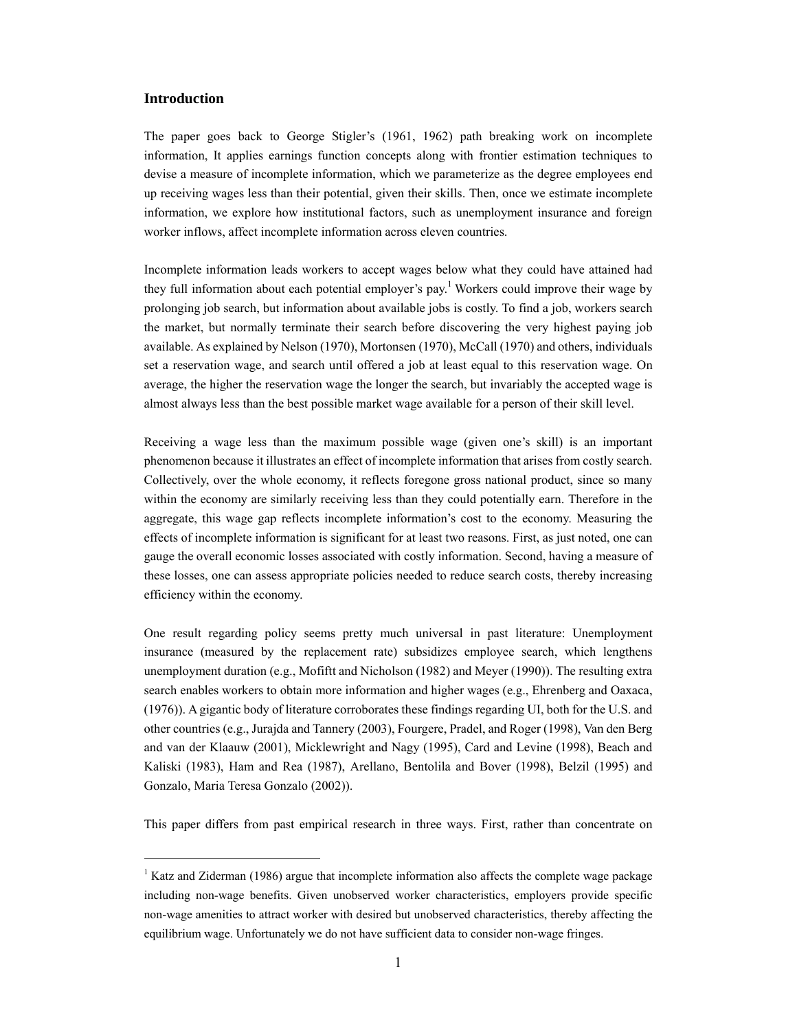## Introduction

The paper goes back to George Stigler's (1961, 1962) path breaking work on incomplete information, It applies earnings function concepts along with frontier estimation techniques to devise a measure of incomplete information, which we parameterize as the degree employees end up receiving wages less than their potential, given their skills. Then, once we estimate incomplete information, we explore how institutional factors, such as unemployment insurance and foreign worker inflows, affect incomplete information across eleven countries.

Incomplete information leads workers to accept wages below what they could have attained had they full information about each potential employer's pay.[1] Workers could improve their wage by prolonging job search, but information about available jobs is costly. To find a job, workers search the market, but normally terminate their search before discovering the very highest paying job available. As explained by Nelson (1970), Mortonsen (1970), McCall (1970) and others, individuals set a reservation wage, and search until offered a job at least equal to this reservation wage. On average, the higher the reservation wage the longer the search, but invariably the accepted wage is almost always less than the best possible market wage available for a person of their skill level.

Receiving a wage less than the maximum possible wage (given one's skill) is an important phenomenon because it illustrates an effect of incomplete information that arises from costly search. Collectively, over the whole economy, it reflects foregone gross national product, since so many within the economy are similarly receiving less than they could potentially earn. Therefore in the aggregate, this wage gap reflects incomplete information's cost to the economy. Measuring the effects of incomplete information is significant for at least two reasons. First, as just noted, one can gauge the overall economic losses associated with costly information. Second, having a measure of these losses, one can assess appropriate policies needed to reduce search costs, thereby increasing efficiency within the economy.

One result regarding policy seems pretty much universal in past literature: Unemployment insurance (measured by the replacement rate) subsidizes employee search, which lengthens unemployment duration (e.g., Mofiftt and Nicholson (1982) and Meyer (1990)). The resulting extra search enables workers to obtain more information and higher wages (e.g., Ehrenberg and Oaxaca, (1976)). A gigantic body of literature corroborates these findings regarding UI, both for the U.S. and other countries (e.g., Jurajda and Tannery (2003), Fourgere, Pradel, and Roger (1998), Van den Berg and van der Klaauw (2001), Micklewright and Nagy (1995), Card and Levine (1998), Beach and Kaliski (1983), Ham and Rea (1987), Arellano, Bentolila and Bover (1998), Belzil (1995) and Gonzalo, Maria Teresa Gonzalo (2002)).

This paper differs from past empirical research in three ways. First, rather than concentrate on

[1] Katz and Ziderman (1986) argue that incomplete information also affects the complete wage package including non-wage benefits. Given unobserved worker characteristics, employers provide specific non-wage amenities to attract worker with desired but unobserved characteristics, thereby affecting the equilibrium wage. Unfortunately we do not have sufficient data to consider non-wage fringes.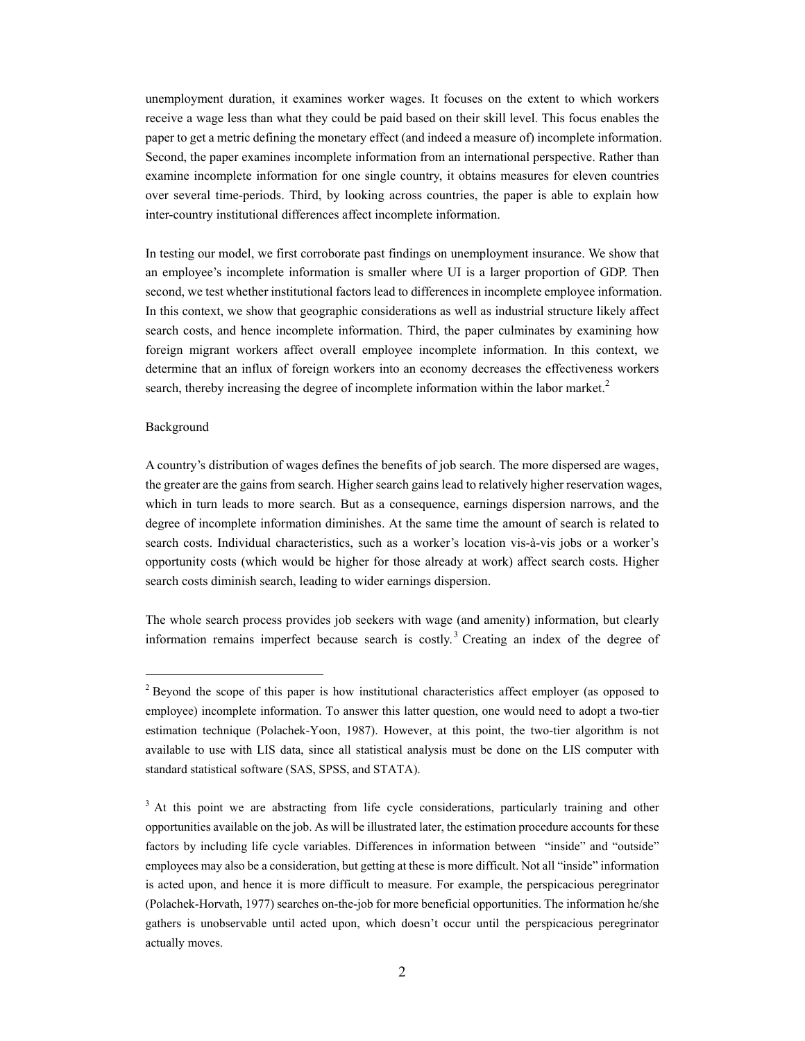unemployment duration, it examines worker wages. It focuses on the extent to which workers receive a wage less than what they could be paid based on their skill level. This focus enables the paper to get a metric defining the monetary effect (and indeed a measure of) incomplete information. Second, the paper examines incomplete information from an international perspective. Rather than examine incomplete information for one single country, it obtains measures for eleven countries over several time-periods. Third, by looking across countries, the paper is able to explain how inter-country institutional differences affect incomplete information.

In testing our model, we first corroborate past findings on unemployment insurance. We show that an employee's incomplete information is smaller where UI is a larger proportion of GDP. Then second, we test whether institutional factors lead to differences in incomplete employee information. In this context, we show that geographic considerations as well as industrial structure likely affect search costs, and hence incomplete information. Third, the paper culminates by examining how foreign migrant workers affect overall employee incomplete information. In this context, we determine that an influx of foreign workers into an economy decreases the effectiveness workers search, thereby increasing the degree of incomplete information within the labor market.[2]

Background

A country's distribution of wages defines the benefits of job search. The more dispersed are wages, the greater are the gains from search. Higher search gains lead to relatively higher reservation wages, which in turn leads to more search. But as a consequence, earnings dispersion narrows, and the degree of incomplete information diminishes. At the same time the amount of search is related to search costs. Individual characteristics, such as a worker's location vis-à-vis jobs or a worker's opportunity costs (which would be higher for those already at work) affect search costs. Higher search costs diminish search, leading to wider earnings dispersion.

The whole search process provides job seekers with wage (and amenity) information, but clearly information remains imperfect because search is costly.[3] Creating an index of the degree of

---

[2] Beyond the scope of this paper is how institutional characteristics affect employer (as opposed to employee) incomplete information. To answer this latter question, one would need to adopt a two-tier estimation technique (Polachek-Yoon, 1987). However, at this point, the two-tier algorithm is not available to use with LIS data, since all statistical analysis must be done on the LIS computer with standard statistical software (SAS, SPSS, and STATA).

[3] At this point we are abstracting from life cycle considerations, particularly training and other opportunities available on the job. As will be illustrated later, the estimation procedure accounts for these factors by including life cycle variables. Differences in information between "inside" and "outside" employees may also be a consideration, but getting at these is more difficult. Not all "inside" information is acted upon, and hence it is more difficult to measure. For example, the perspicacious peregrinator (Polachek-Horvath, 1977) searches on-the-job for more beneficial opportunities. The information he/she gathers is unobservable until acted upon, which doesn't occur until the perspicacious peregrinator actually moves.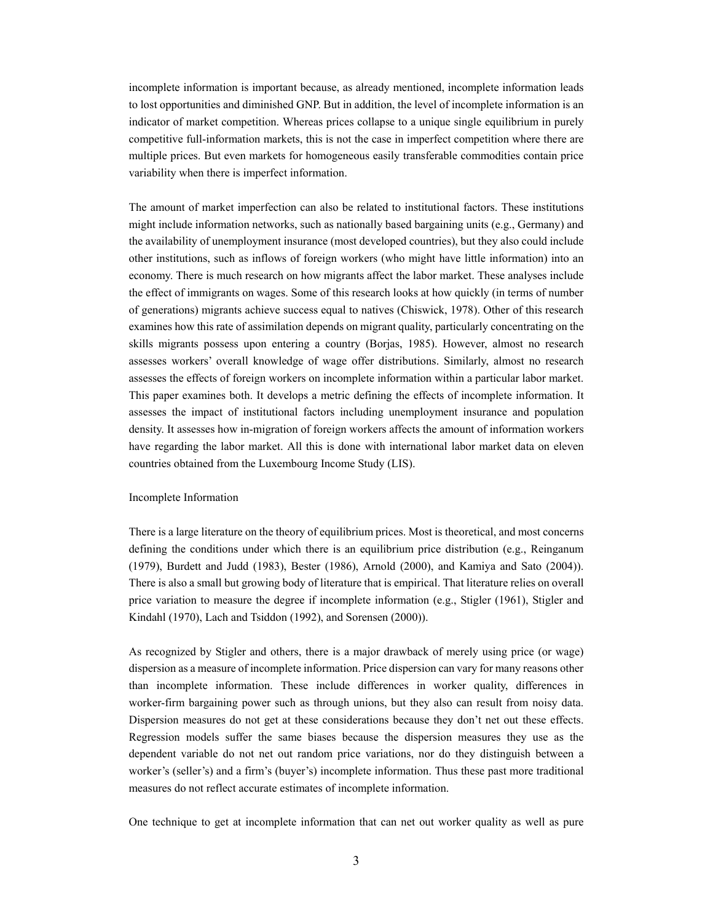incomplete information is important because, as already mentioned, incomplete information leads to lost opportunities and diminished GNP. But in addition, the level of incomplete information is an indicator of market competition. Whereas prices collapse to a unique single equilibrium in purely competitive full-information markets, this is not the case in imperfect competition where there are multiple prices. But even markets for homogeneous easily transferable commodities contain price variability when there is imperfect information.

The amount of market imperfection can also be related to institutional factors. These institutions might include information networks, such as nationally based bargaining units (e.g., Germany) and the availability of unemployment insurance (most developed countries), but they also could include other institutions, such as inflows of foreign workers (who might have little information) into an economy. There is much research on how migrants affect the labor market. These analyses include the effect of immigrants on wages. Some of this research looks at how quickly (in terms of number of generations) migrants achieve success equal to natives (Chiswick, 1978). Other of this research examines how this rate of assimilation depends on migrant quality, particularly concentrating on the skills migrants possess upon entering a country (Borjas, 1985). However, almost no research assesses workers' overall knowledge of wage offer distributions. Similarly, almost no research assesses the effects of foreign workers on incomplete information within a particular labor market. This paper examines both. It develops a metric defining the effects of incomplete information. It assesses the impact of institutional factors including unemployment insurance and population density. It assesses how in-migration of foreign workers affects the amount of information workers have regarding the labor market. All this is done with international labor market data on eleven countries obtained from the Luxembourg Income Study (LIS).

## Incomplete Information

There is a large literature on the theory of equilibrium prices. Most is theoretical, and most concerns defining the conditions under which there is an equilibrium price distribution (e.g., Reinganum (1979), Burdett and Judd (1983), Bester (1986), Arnold (2000), and Kamiya and Sato (2004)). There is also a small but growing body of literature that is empirical. That literature relies on overall price variation to measure the degree if incomplete information (e.g., Stigler (1961), Stigler and Kindahl (1970), Lach and Tsiddon (1992), and Sorensen (2000)).

As recognized by Stigler and others, there is a major drawback of merely using price (or wage) dispersion as a measure of incomplete information. Price dispersion can vary for many reasons other than incomplete information. These include differences in worker quality, differences in worker-firm bargaining power such as through unions, but they also can result from noisy data. Dispersion measures do not get at these considerations because they don't net out these effects. Regression models suffer the same biases because the dispersion measures they use as the dependent variable do not net out random price variations, nor do they distinguish between a worker's (seller's) and a firm's (buyer's) incomplete information. Thus these past more traditional measures do not reflect accurate estimates of incomplete information.

One technique to get at incomplete information that can net out worker quality as well as pure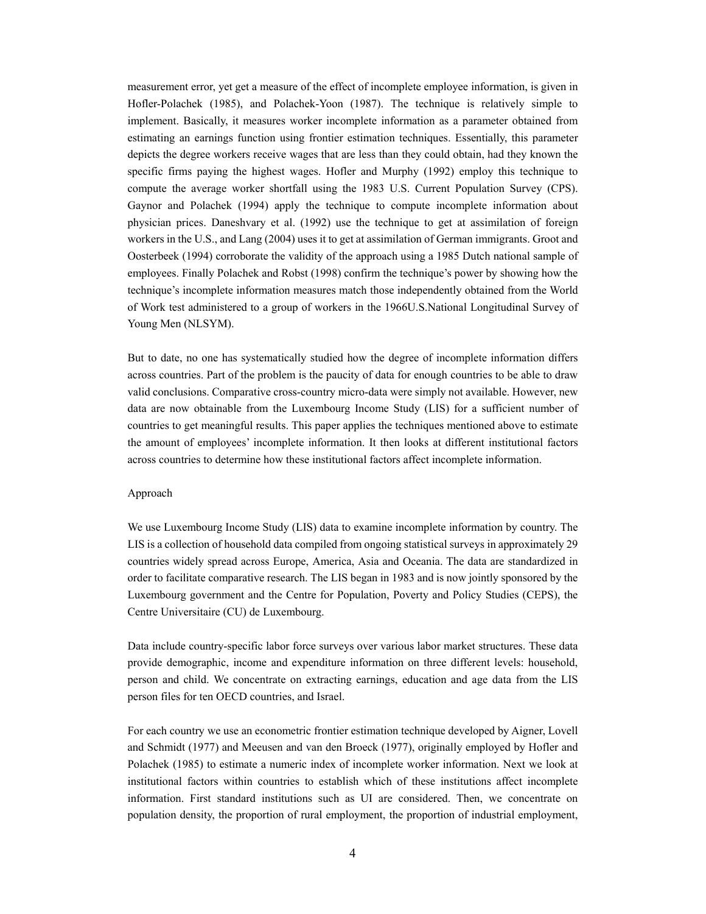measurement error, yet get a measure of the effect of incomplete employee information, is given in Hofler-Polachek (1985), and Polachek-Yoon (1987). The technique is relatively simple to implement. Basically, it measures worker incomplete information as a parameter obtained from estimating an earnings function using frontier estimation techniques. Essentially, this parameter depicts the degree workers receive wages that are less than they could obtain, had they known the specific firms paying the highest wages. Hofler and Murphy (1992) employ this technique to compute the average worker shortfall using the 1983 U.S. Current Population Survey (CPS). Gaynor and Polachek (1994) apply the technique to compute incomplete information about physician prices. Daneshvary et al. (1992) use the technique to get at assimilation of foreign workers in the U.S., and Lang (2004) uses it to get at assimilation of German immigrants. Groot and Oosterbeek (1994) corroborate the validity of the approach using a 1985 Dutch national sample of employees. Finally Polachek and Robst (1998) confirm the technique's power by showing how the technique's incomplete information measures match those independently obtained from the World of Work test administered to a group of workers in the 1966U.S.National Longitudinal Survey of Young Men (NLSYM).

But to date, no one has systematically studied how the degree of incomplete information differs across countries. Part of the problem is the paucity of data for enough countries to be able to draw valid conclusions. Comparative cross-country micro-data were simply not available. However, new data are now obtainable from the Luxembourg Income Study (LIS) for a sufficient number of countries to get meaningful results. This paper applies the techniques mentioned above to estimate the amount of employees' incomplete information. It then looks at different institutional factors across countries to determine how these institutional factors affect incomplete information.

## Approach

We use Luxembourg Income Study (LIS) data to examine incomplete information by country. The LIS is a collection of household data compiled from ongoing statistical surveys in approximately 29 countries widely spread across Europe, America, Asia and Oceania. The data are standardized in order to facilitate comparative research. The LIS began in 1983 and is now jointly sponsored by the Luxembourg government and the Centre for Population, Poverty and Policy Studies (CEPS), the Centre Universitaire (CU) de Luxembourg.

Data include country-specific labor force surveys over various labor market structures. These data provide demographic, income and expenditure information on three different levels: household, person and child. We concentrate on extracting earnings, education and age data from the LIS person files for ten OECD countries, and Israel.

For each country we use an econometric frontier estimation technique developed by Aigner, Lovell and Schmidt (1977) and Meeusen and van den Broeck (1977), originally employed by Hofler and Polachek (1985) to estimate a numeric index of incomplete worker information. Next we look at institutional factors within countries to establish which of these institutions affect incomplete information. First standard institutions such as UI are considered. Then, we concentrate on population density, the proportion of rural employment, the proportion of industrial employment,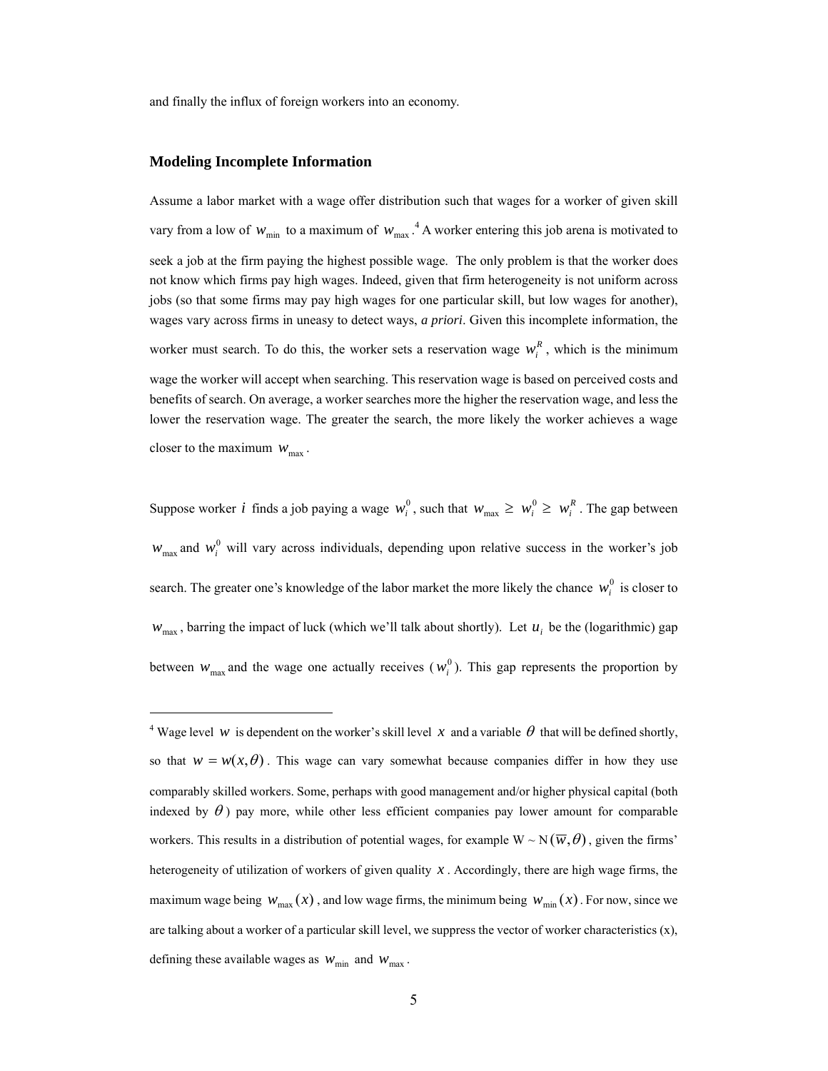and finally the influx of foreign workers into an economy.

## Modeling Incomplete Information

Assume a labor market with a wage offer distribution such that wages for a worker of given skill vary from a low of $w_{\min}$ to a maximum of $w_{\max}$.[4] A worker entering this job arena is motivated to seek a job at the firm paying the highest possible wage. The only problem is that the worker does not know which firms pay high wages. Indeed, given that firm heterogeneity is not uniform across jobs (so that some firms may pay high wages for one particular skill, but low wages for another), wages vary across firms in uneasy to detect ways, *a priori*. Given this incomplete information, the worker must search. To do this, the worker sets a reservation wage $w_i^R$, which is the minimum wage the worker will accept when searching. This reservation wage is based on perceived costs and benefits of search. On average, a worker searches more the higher the reservation wage, and less the lower the reservation wage. The greater the search, the more likely the worker achieves a wage closer to the maximum $w_{\max}$.

Suppose worker $i$ finds a job paying a wage $w_i^0$, such that $w_{\max} \geq w_i^0 \geq w_i^R$. The gap between $w_{\max}$ and $w_i^0$ will vary across individuals, depending upon relative success in the worker's job search. The greater one's knowledge of the labor market the more likely the chance $w_i^0$ is closer to $w_{\max}$, barring the impact of luck (which we'll talk about shortly). Let $u_i$ be the (logarithmic) gap between $w_{\max}$ and the wage one actually receives ($w_i^0$). This gap represents the proportion by

---

[4] Wage level $w$ is dependent on the worker's skill level $x$ and a variable $\theta$ that will be defined shortly, so that $w = w(x, \theta)$. This wage can vary somewhat because companies differ in how they use comparably skilled workers. Some, perhaps with good management and/or higher physical capital (both indexed by $\theta$) pay more, while other less efficient companies pay lower amount for comparable workers. This results in a distribution of potential wages, for example $W \sim N(\overline{w}, \theta)$, given the firms' heterogeneity of utilization of workers of given quality $x$. Accordingly, there are high wage firms, the maximum wage being $w_{\max}(x)$, and low wage firms, the minimum being $w_{\min}(x)$. For now, since we are talking about a worker of a particular skill level, we suppress the vector of worker characteristics (x), defining these available wages as $w_{\min}$ and $w_{\max}$.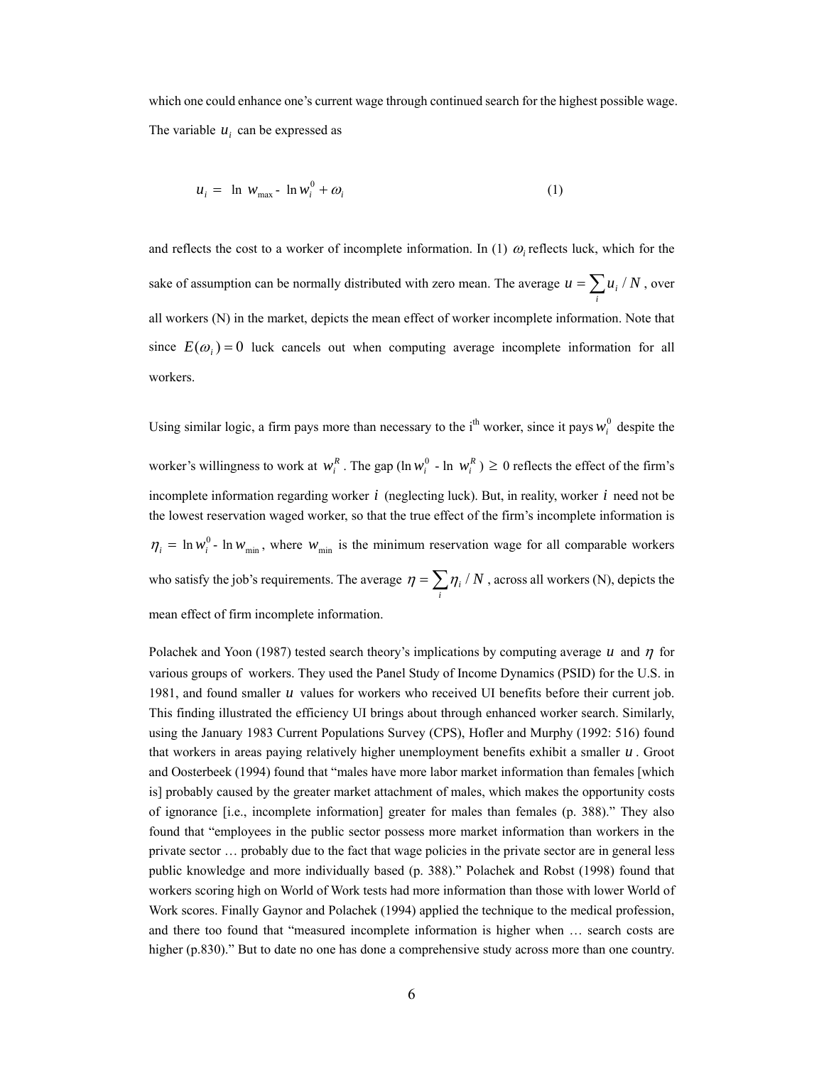which one could enhance one's current wage through continued search for the highest possible wage. The variable $u_i$ can be expressed as

$$u_i = \ln w_{\max} - \ln w_i^0 + \omega_i \qquad (1)$$

and reflects the cost to a worker of incomplete information. In (1) $\omega_i$ reflects luck, which for the sake of assumption can be normally distributed with zero mean. The average $u = \sum_i u_i / N$, over all workers (N) in the market, depicts the mean effect of worker incomplete information. Note that since $E(\omega_i) = 0$ luck cancels out when computing average incomplete information for all workers.

Using similar logic, a firm pays more than necessary to the i[th] worker, since it pays $w_i^0$ despite the worker's willingness to work at $w_i^R$. The gap ($\ln w_i^0$ - $\ln w_i^R$) $\geq$ 0 reflects the effect of the firm's incomplete information regarding worker $i$ (neglecting luck). But, in reality, worker $i$ need not be the lowest reservation waged worker, so that the true effect of the firm's incomplete information is $\eta_i = \ln w_i^0 - \ln w_{\min}$, where $w_{\min}$ is the minimum reservation wage for all comparable workers who satisfy the job's requirements. The average $\eta = \sum_i \eta_i / N$, across all workers (N), depicts the mean effect of firm incomplete information.

Polachek and Yoon (1987) tested search theory's implications by computing average $u$ and $\eta$ for various groups of workers. They used the Panel Study of Income Dynamics (PSID) for the U.S. in 1981, and found smaller $u$ values for workers who received UI benefits before their current job. This finding illustrated the efficiency UI brings about through enhanced worker search. Similarly, using the January 1983 Current Populations Survey (CPS), Hofler and Murphy (1992: 516) found that workers in areas paying relatively higher unemployment benefits exhibit a smaller $u$. Groot and Oosterbeek (1994) found that "males have more labor market information than females [which is] probably caused by the greater market attachment of males, which makes the opportunity costs of ignorance [i.e., incomplete information] greater for males than females (p. 388)." They also found that "employees in the public sector possess more market information than workers in the private sector … probably due to the fact that wage policies in the private sector are in general less public knowledge and more individually based (p. 388)." Polachek and Robst (1998) found that workers scoring high on World of Work tests had more information than those with lower World of Work scores. Finally Gaynor and Polachek (1994) applied the technique to the medical profession, and there too found that "measured incomplete information is higher when … search costs are higher (p.830)." But to date no one has done a comprehensive study across more than one country.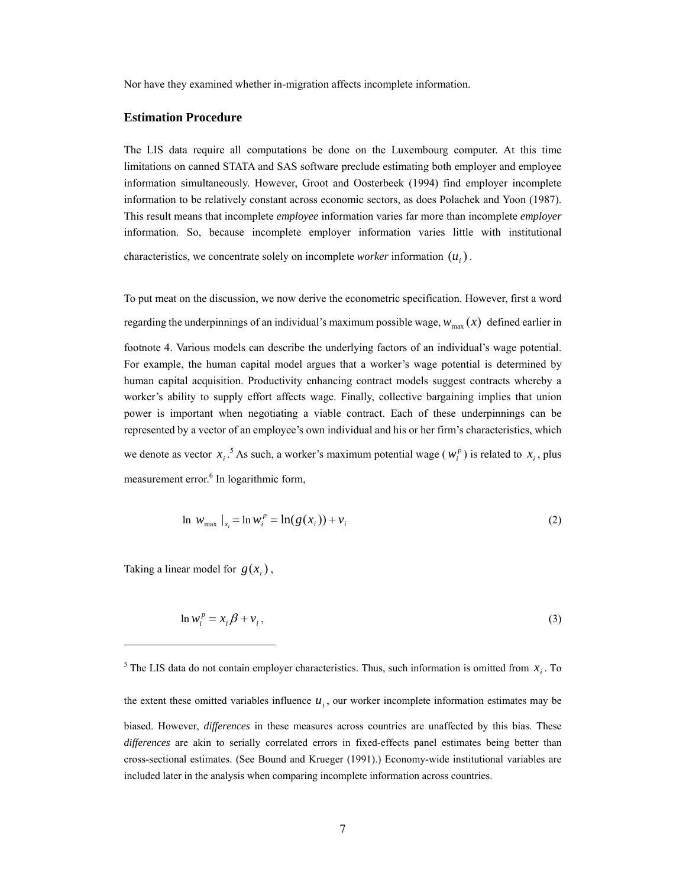Nor have they examined whether in-migration affects incomplete information.

## Estimation Procedure

The LIS data require all computations be done on the Luxembourg computer. At this time limitations on canned STATA and SAS software preclude estimating both employer and employee information simultaneously. However, Groot and Oosterbeek (1994) find employer incomplete information to be relatively constant across economic sectors, as does Polachek and Yoon (1987). This result means that incomplete *employee* information varies far more than incomplete *employer* information. So, because incomplete employer information varies little with institutional characteristics, we concentrate solely on incomplete *worker* information $(u_i)$.

To put meat on the discussion, we now derive the econometric specification. However, first a word regarding the underpinnings of an individual's maximum possible wage, $w_{\max}(x)$ defined earlier in footnote 4. Various models can describe the underlying factors of an individual's wage potential. For example, the human capital model argues that a worker's wage potential is determined by human capital acquisition. Productivity enhancing contract models suggest contracts whereby a worker's ability to supply effort affects wage. Finally, collective bargaining implies that union power is important when negotiating a viable contract. Each of these underpinnings can be represented by a vector of an employee's own individual and his or her firm's characteristics, which we denote as vector $x_i$.[5] As such, a worker's maximum potential wage ($w_i^p$) is related to $x_i$, plus measurement error.[6] In logarithmic form,

$$\ln \ w_{\max} \mid_{x_i} = \ln w_i^p = \ln(g(x_i)) + v_i \tag{2}$$

Taking a linear model for $g(x_i)$,

$$\ln w_i^p = x_i \beta + v_i , \tag{3}$$

---

[5] The LIS data do not contain employer characteristics. Thus, such information is omitted from $x_i$. To the extent these omitted variables influence $u_i$, our worker incomplete information estimates may be biased. However, *differences* in these measures across countries are unaffected by this bias. These *differences* are akin to serially correlated errors in fixed-effects panel estimates being better than cross-sectional estimates. (See Bound and Krueger (1991).) Economy-wide institutional variables are included later in the analysis when comparing incomplete information across countries.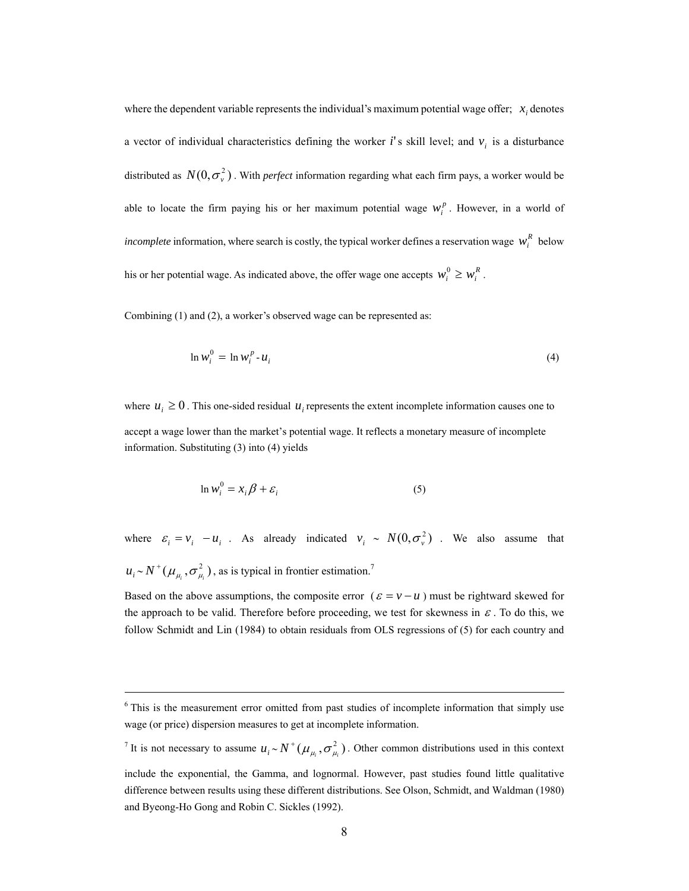where the dependent variable represents the individual's maximum potential wage offer; $x_i$ denotes a vector of individual characteristics defining the worker $i$'s skill level; and $v_i$ is a disturbance distributed as $N(0, \sigma_v^2)$. With *perfect* information regarding what each firm pays, a worker would be able to locate the firm paying his or her maximum potential wage $w_i^p$. However, in a world of *incomplete* information, where search is costly, the typical worker defines a reservation wage $w_i^R$ below his or her potential wage. As indicated above, the offer wage one accepts $w_i^0 \geq w_i^R$.

Combining (1) and (2), a worker's observed wage can be represented as:

$$\ln w_i^0 = \ln w_i^p - u_i \tag{4}$$

where $u_i \geq 0$. This one-sided residual $u_i$ represents the extent incomplete information causes one to accept a wage lower than the market's potential wage. It reflects a monetary measure of incomplete information. Substituting (3) into (4) yields

$$\ln w_i^0 = x_i \beta + \varepsilon_i \tag{5}$$

where $\varepsilon_i = v_i - u_i$. As already indicated $v_i \sim N(0, \sigma_v^2)$. We also assume that $u_i \sim N^+(\mu_{\mu_i}, \sigma_{\mu_i}^2)$, as is typical in frontier estimation.[7]

Based on the above assumptions, the composite error ($\varepsilon = v - u$) must be rightward skewed for the approach to be valid. Therefore before proceeding, we test for skewness in $\varepsilon$. To do this, we follow Schmidt and Lin (1984) to obtain residuals from OLS regressions of (5) for each country and

---

[6] This is the measurement error omitted from past studies of incomplete information that simply use wage (or price) dispersion measures to get at incomplete information.

[7] It is not necessary to assume $u_i \sim N^+(\mu_{\mu_i}, \sigma_{\mu_i}^2)$. Other common distributions used in this context include the exponential, the Gamma, and lognormal. However, past studies found little qualitative difference between results using these different distributions. See Olson, Schmidt, and Waldman (1980) and Byeong-Ho Gong and Robin C. Sickles (1992).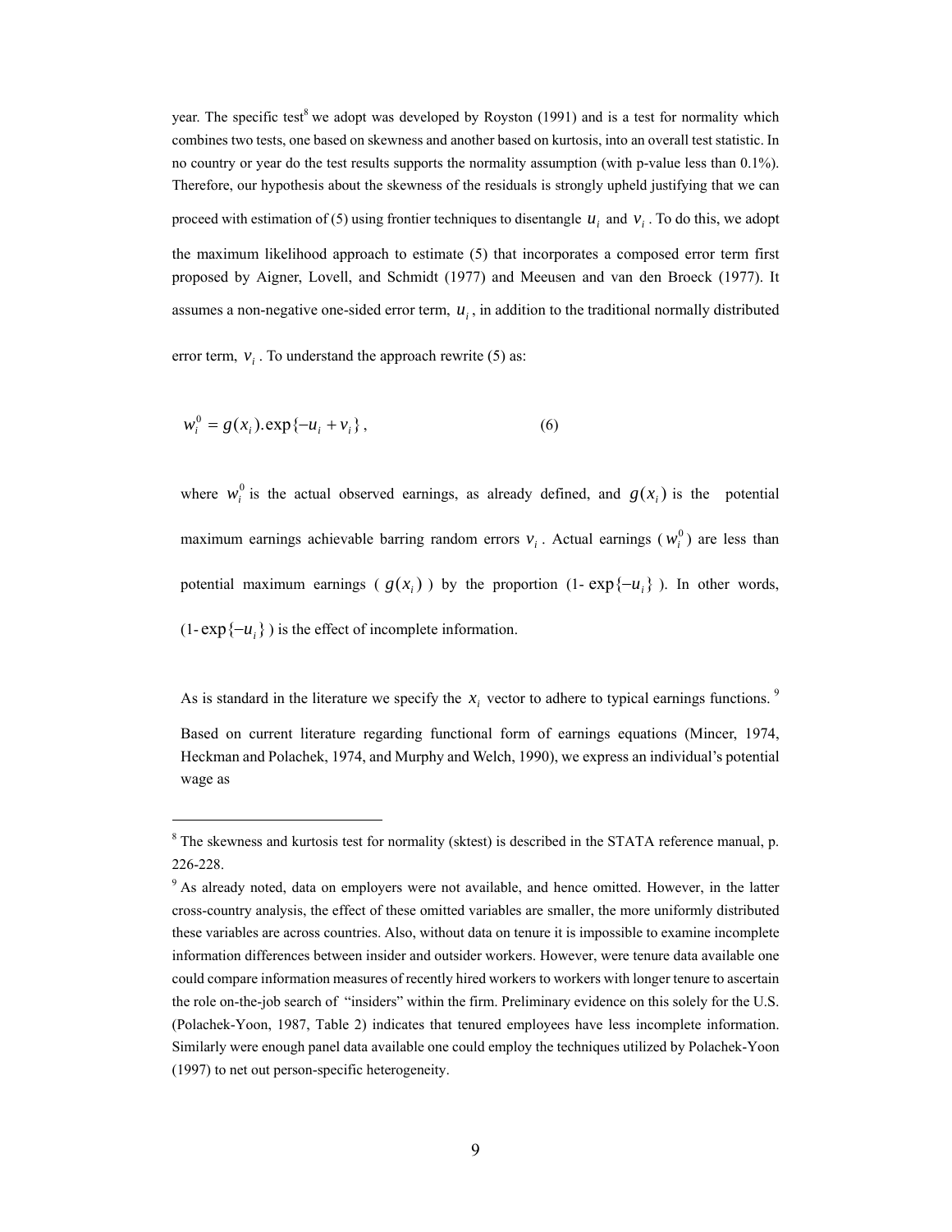year. The specific test[8] we adopt was developed by Royston (1991) and is a test for normality which combines two tests, one based on skewness and another based on kurtosis, into an overall test statistic. In no country or year do the test results supports the normality assumption (with p-value less than 0.1%). Therefore, our hypothesis about the skewness of the residuals is strongly upheld justifying that we can proceed with estimation of (5) using frontier techniques to disentangle $u_i$ and $v_i$. To do this, we adopt the maximum likelihood approach to estimate (5) that incorporates a composed error term first proposed by Aigner, Lovell, and Schmidt (1977) and Meeusen and van den Broeck (1977). It assumes a non-negative one-sided error term, $u_i$, in addition to the traditional normally distributed error term, $v_i$. To understand the approach rewrite (5) as:

$$w_i^0 = g(x_i).\exp\{-u_i + v_i\}, \qquad (6)$$

where $w_i^0$ is the actual observed earnings, as already defined, and $g(x_i)$ is the potential maximum earnings achievable barring random errors $v_i$. Actual earnings ($w_i^0$) are less than potential maximum earnings ($g(x_i)$) by the proportion (1- $\exp\{-u_i\}$). In other words, (1- $\exp\{-u_i\}$) is the effect of incomplete information.

As is standard in the literature we specify the $x_i$ vector to adhere to typical earnings functions.[9] Based on current literature regarding functional form of earnings equations (Mincer, 1974, Heckman and Polachek, 1974, and Murphy and Welch, 1990), we express an individual's potential wage as

---

[8] The skewness and kurtosis test for normality (sktest) is described in the STATA reference manual, p. 226-228.

[9] As already noted, data on employers were not available, and hence omitted. However, in the latter cross-country analysis, the effect of these omitted variables are smaller, the more uniformly distributed these variables are across countries. Also, without data on tenure it is impossible to examine incomplete information differences between insider and outsider workers. However, were tenure data available one could compare information measures of recently hired workers to workers with longer tenure to ascertain the role on-the-job search of "insiders" within the firm. Preliminary evidence on this solely for the U.S. (Polachek-Yoon, 1987, Table 2) indicates that tenured employees have less incomplete information. Similarly were enough panel data available one could employ the techniques utilized by Polachek-Yoon (1997) to net out person-specific heterogeneity.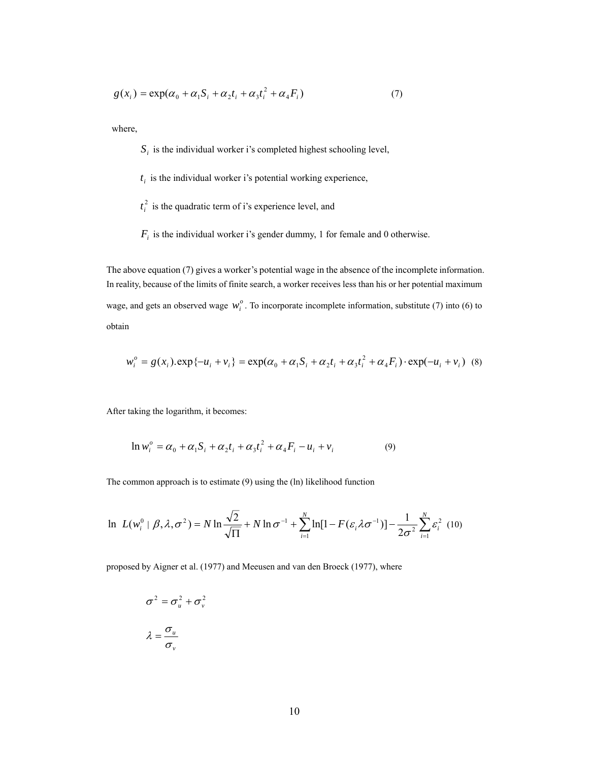$$g(x_i) = \exp(\alpha_0 + \alpha_1 S_i + \alpha_2 t_i + \alpha_3 t_i^2 + \alpha_4 F_i) \quad (7)$$

where,

$S_i$ is the individual worker i's completed highest schooling level,

$t_i$ is the individual worker i's potential working experience,

$t_i^2$ is the quadratic term of i's experience level, and

$F_i$ is the individual worker i's gender dummy, 1 for female and 0 otherwise.

The above equation (7) gives a worker's potential wage in the absence of the incomplete information. In reality, because of the limits of finite search, a worker receives less than his or her potential maximum wage, and gets an observed wage $w_i^o$. To incorporate incomplete information, substitute (7) into (6) to obtain

$$w_i^o = g(x_i).\exp\{-u_i + v_i\} = \exp(\alpha_0 + \alpha_1 S_i + \alpha_2 t_i + \alpha_3 t_i^2 + \alpha_4 F_i) \cdot \exp(-u_i + v_i) \quad (8)$$

After taking the logarithm, it becomes:

$$\ln w_i^o = \alpha_0 + \alpha_1 S_i + \alpha_2 t_i + \alpha_3 t_i^2 + \alpha_4 F_i - u_i + v_i \quad (9)$$

The common approach is to estimate (9) using the (ln) likelihood function

$$\ln \ L(w_i^0 \mid \beta, \lambda, \sigma^2) = N \ln \frac{\sqrt{2}}{\sqrt{\Pi}} + N \ln \sigma^{-1} + \sum_{i=1}^{N} \ln[1 - F(\varepsilon_i \lambda \sigma^{-1})] - \frac{1}{2\sigma^2} \sum_{i=1}^{N} \varepsilon_i^2 \quad (10)$$

proposed by Aigner et al. (1977) and Meeusen and van den Broeck (1977), where

$$\sigma^2 = \sigma_u^2 + \sigma_v^2$$

$$\lambda = \frac{\sigma_u}{\sigma_v}$$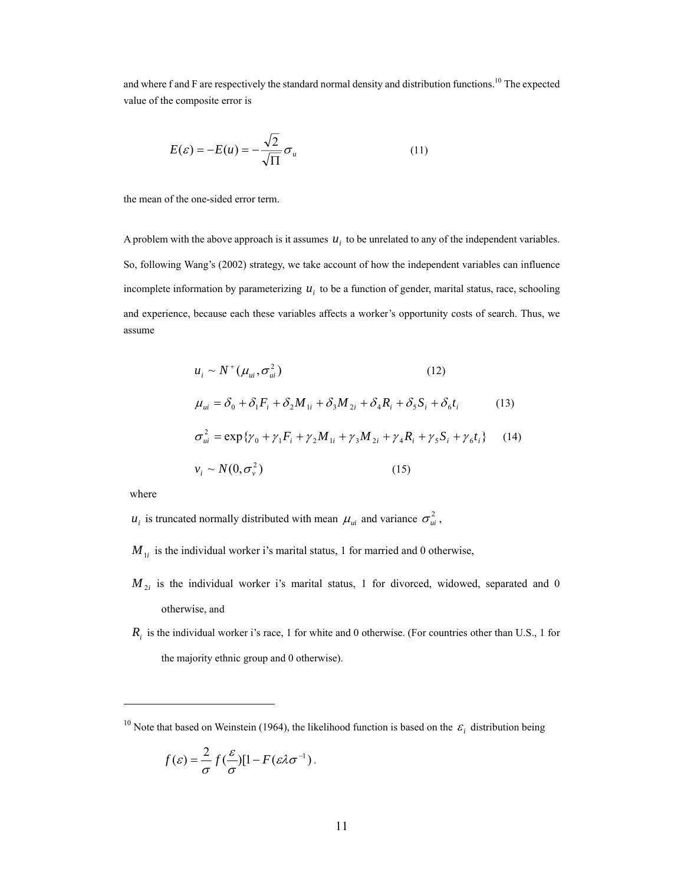and where f and F are respectively the standard normal density and distribution functions.[10] The expected value of the composite error is

$$E(\varepsilon) = -E(u) = -\frac{\sqrt{2}}{\sqrt{\Pi}}\sigma_u \qquad (11)$$

the mean of the one-sided error term.

A problem with the above approach is it assumes $u_i$ to be unrelated to any of the independent variables. So, following Wang's (2002) strategy, we take account of how the independent variables can influence incomplete information by parameterizing $u_i$ to be a function of gender, marital status, race, schooling and experience, because each these variables affects a worker's opportunity costs of search. Thus, we assume

$$u_i \sim N^+(\mu_{ui}, \sigma_{ui}^2) \qquad (12)$$

$$\mu_{ui} = \delta_0 + \delta_1 F_i + \delta_2 M_{1i} + \delta_3 M_{2i} + \delta_4 R_i + \delta_5 S_i + \delta_6 t_i \qquad (13)$$

$$\sigma_{ui}^2 = \exp\{\gamma_0 + \gamma_1 F_i + \gamma_2 M_{1i} + \gamma_3 M_{2i} + \gamma_4 R_i + \gamma_5 S_i + \gamma_6 t_i\} \qquad (14)$$

$$v_i \sim N(0, \sigma_v^2) \qquad (15)$$

where

$u_i$ is truncated normally distributed with mean $\mu_{ui}$ and variance $\sigma_{ui}^2$,

$M_{1i}$ is the individual worker i's marital status, 1 for married and 0 otherwise,

$M_{2i}$ is the individual worker i's marital status, 1 for divorced, widowed, separated and 0 otherwise, and

$R_i$ is the individual worker i's race, 1 for white and 0 otherwise. (For countries other than U.S., 1 for the majority ethnic group and 0 otherwise).

---

[10] Note that based on Weinstein (1964), the likelihood function is based on the $\varepsilon_i$ distribution being

$$f(\varepsilon) = \frac{2}{\sigma} f(\frac{\varepsilon}{\sigma})[1 - F(\varepsilon\lambda\sigma^{-1}).$$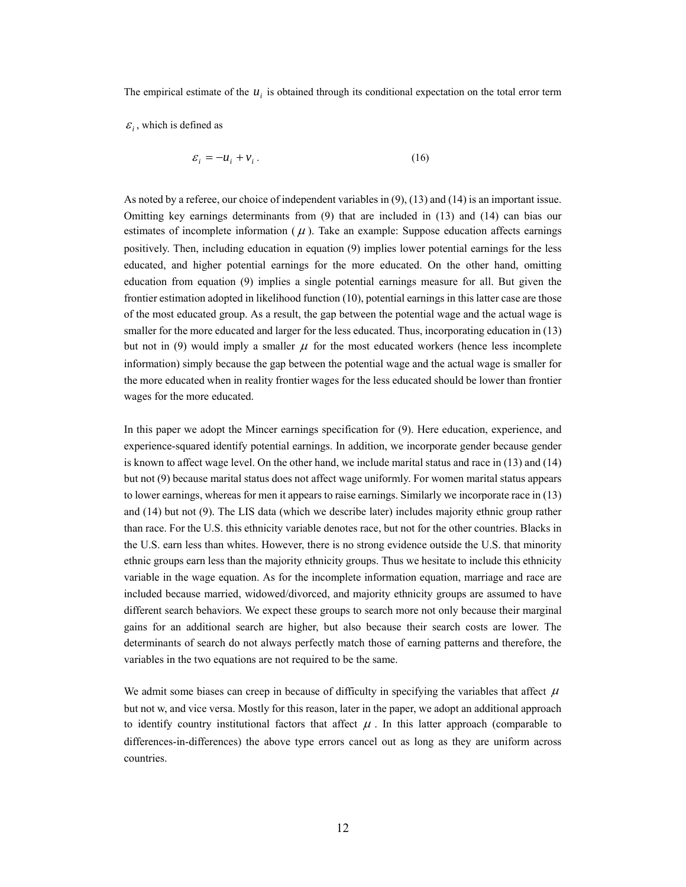The empirical estimate of the $u_i$ is obtained through its conditional expectation on the total error term $\varepsilon_i$, which is defined as

$$\varepsilon_i = -u_i + v_i \,. \tag{16}$$

As noted by a referee, our choice of independent variables in (9), (13) and (14) is an important issue. Omitting key earnings determinants from (9) that are included in (13) and (14) can bias our estimates of incomplete information ($\mu$). Take an example: Suppose education affects earnings positively. Then, including education in equation (9) implies lower potential earnings for the less educated, and higher potential earnings for the more educated. On the other hand, omitting education from equation (9) implies a single potential earnings measure for all. But given the frontier estimation adopted in likelihood function (10), potential earnings in this latter case are those of the most educated group. As a result, the gap between the potential wage and the actual wage is smaller for the more educated and larger for the less educated. Thus, incorporating education in (13) but not in (9) would imply a smaller $\mu$ for the most educated workers (hence less incomplete information) simply because the gap between the potential wage and the actual wage is smaller for the more educated when in reality frontier wages for the less educated should be lower than frontier wages for the more educated.

In this paper we adopt the Mincer earnings specification for (9). Here education, experience, and experience-squared identify potential earnings. In addition, we incorporate gender because gender is known to affect wage level. On the other hand, we include marital status and race in (13) and (14) but not (9) because marital status does not affect wage uniformly. For women marital status appears to lower earnings, whereas for men it appears to raise earnings. Similarly we incorporate race in (13) and (14) but not (9). The LIS data (which we describe later) includes majority ethnic group rather than race. For the U.S. this ethnicity variable denotes race, but not for the other countries. Blacks in the U.S. earn less than whites. However, there is no strong evidence outside the U.S. that minority ethnic groups earn less than the majority ethnicity groups. Thus we hesitate to include this ethnicity variable in the wage equation. As for the incomplete information equation, marriage and race are included because married, widowed/divorced, and majority ethnicity groups are assumed to have different search behaviors. We expect these groups to search more not only because their marginal gains for an additional search are higher, but also because their search costs are lower. The determinants of search do not always perfectly match those of earning patterns and therefore, the variables in the two equations are not required to be the same.

We admit some biases can creep in because of difficulty in specifying the variables that affect $\mu$ but not w, and vice versa. Mostly for this reason, later in the paper, we adopt an additional approach to identify country institutional factors that affect $\mu$. In this latter approach (comparable to differences-in-differences) the above type errors cancel out as long as they are uniform across countries.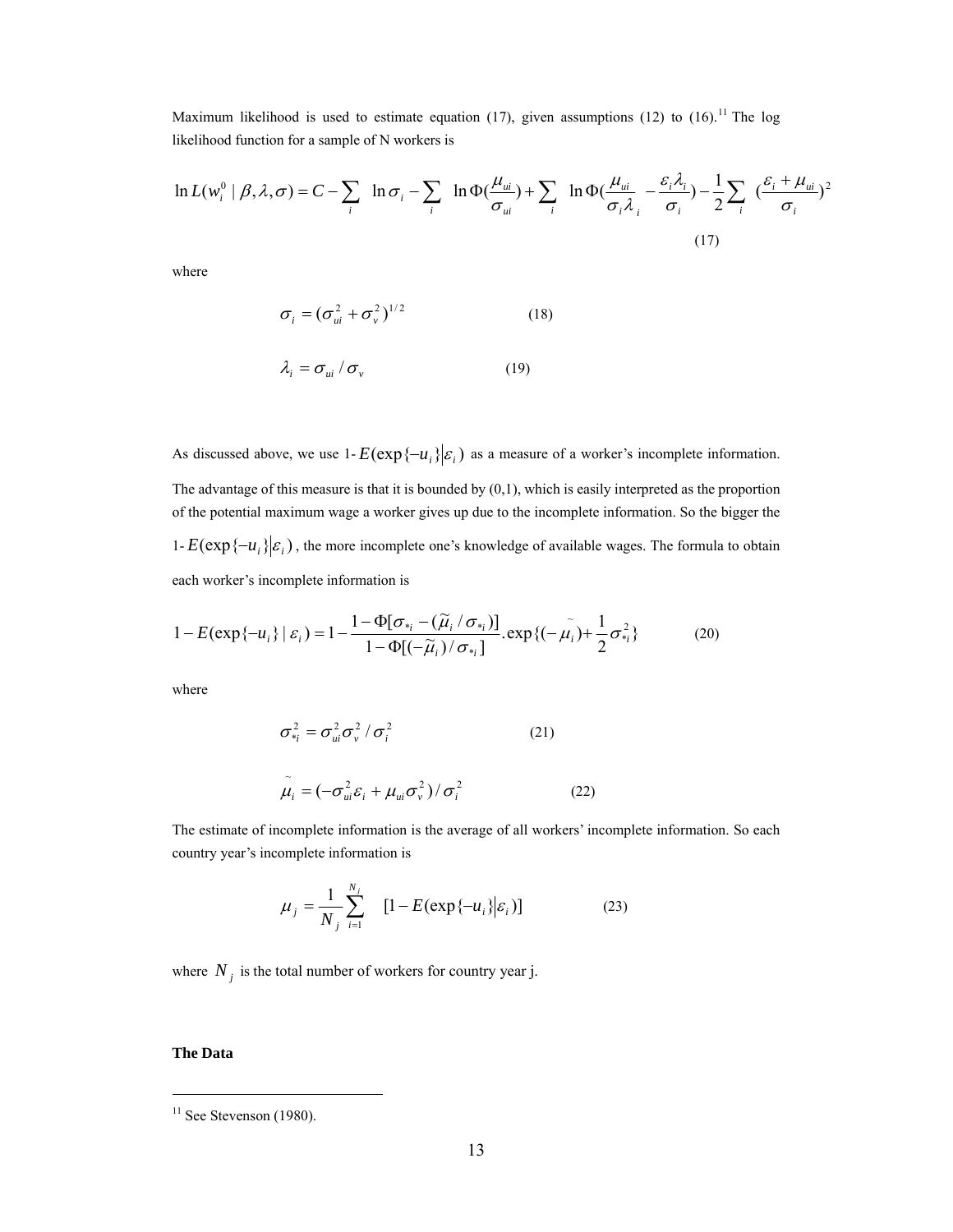Maximum likelihood is used to estimate equation (17), given assumptions (12) to (16).[11] The log likelihood function for a sample of N workers is

$$\ln L(w_i^0 \mid \beta, \lambda, \sigma) = C - \sum_i \ln \sigma_i - \sum_i \ln \Phi(\frac{\mu_{ui}}{\sigma_{ui}}) + \sum_i \ln \Phi(\frac{\mu_{ui}}{\sigma_i \lambda_i} - \frac{\varepsilon_i \lambda_i}{\sigma_i}) - \frac{1}{2} \sum_i (\frac{\varepsilon_i + \mu_{ui}}{\sigma_i})^2 \tag{17}$$

where

$$\sigma_i = (\sigma_{ui}^2 + \sigma_v^2)^{1/2} \tag{18}$$

$$\lambda_i = \sigma_{ui} / \sigma_v \tag{19}$$

As discussed above, we use 1-$E(\exp\{-u_i\}|\varepsilon_i)$ as a measure of a worker's incomplete information. The advantage of this measure is that it is bounded by (0,1), which is easily interpreted as the proportion of the potential maximum wage a worker gives up due to the incomplete information. So the bigger the 1-$E(\exp\{-u_i\}|\varepsilon_i)$, the more incomplete one's knowledge of available wages. The formula to obtain each worker's incomplete information is

$$1 - E(\exp\{-u_i\} \mid \varepsilon_i) = 1 - \frac{1 - \Phi[\sigma_{*i} - (\tilde{\mu}_i / \sigma_{*i})]}{1 - \Phi[(-\tilde{\mu}_i) / \sigma_{*i}]} . \exp\{(-\tilde{\mu}_i) + \frac{1}{2}\sigma_{*i}^2\} \tag{20}$$

where

$$\sigma_{*i}^2 = \sigma_{ui}^2 \sigma_v^2 / \sigma_i^2 \tag{21}$$

$$\tilde{\mu}_i = (-\sigma_{ui}^2 \varepsilon_i + \mu_{ui} \sigma_v^2) / \sigma_i^2 \tag{22}$$

The estimate of incomplete information is the average of all workers' incomplete information. So each country year's incomplete information is

$$\mu_j = \frac{1}{N_j} \sum_{i=1}^{N_j} [1 - E(\exp\{-u_i\}|\varepsilon_i)] \tag{23}$$

where $N_j$ is the total number of workers for country year j.

**The Data**

[11] See Stevenson (1980).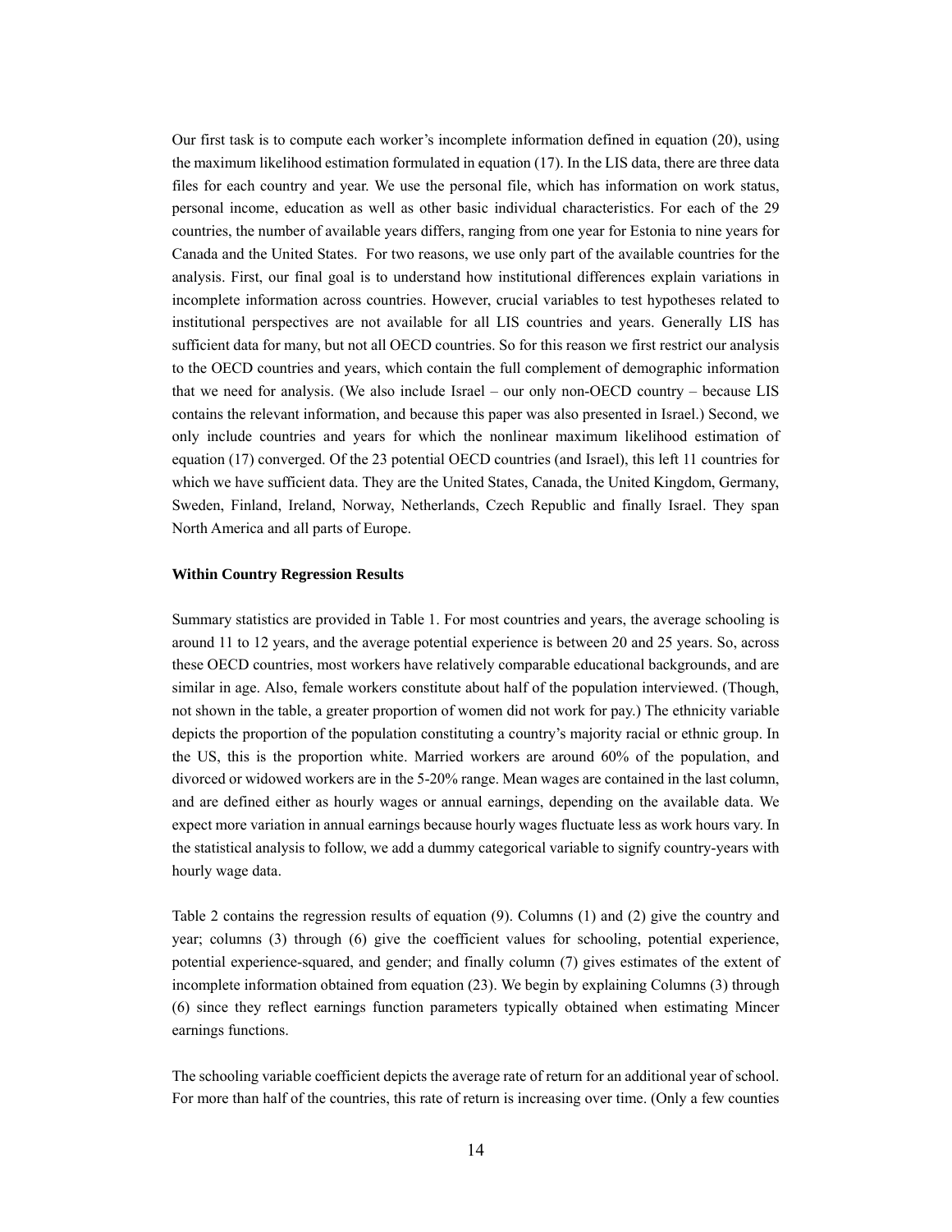Our first task is to compute each worker's incomplete information defined in equation (20), using the maximum likelihood estimation formulated in equation (17). In the LIS data, there are three data files for each country and year. We use the personal file, which has information on work status, personal income, education as well as other basic individual characteristics. For each of the 29 countries, the number of available years differs, ranging from one year for Estonia to nine years for Canada and the United States. For two reasons, we use only part of the available countries for the analysis. First, our final goal is to understand how institutional differences explain variations in incomplete information across countries. However, crucial variables to test hypotheses related to institutional perspectives are not available for all LIS countries and years. Generally LIS has sufficient data for many, but not all OECD countries. So for this reason we first restrict our analysis to the OECD countries and years, which contain the full complement of demographic information that we need for analysis. (We also include Israel – our only non-OECD country – because LIS contains the relevant information, and because this paper was also presented in Israel.) Second, we only include countries and years for which the nonlinear maximum likelihood estimation of equation (17) converged. Of the 23 potential OECD countries (and Israel), this left 11 countries for which we have sufficient data. They are the United States, Canada, the United Kingdom, Germany, Sweden, Finland, Ireland, Norway, Netherlands, Czech Republic and finally Israel. They span North America and all parts of Europe.

**Within Country Regression Results**

Summary statistics are provided in Table 1. For most countries and years, the average schooling is around 11 to 12 years, and the average potential experience is between 20 and 25 years. So, across these OECD countries, most workers have relatively comparable educational backgrounds, and are similar in age. Also, female workers constitute about half of the population interviewed. (Though, not shown in the table, a greater proportion of women did not work for pay.) The ethnicity variable depicts the proportion of the population constituting a country's majority racial or ethnic group. In the US, this is the proportion white. Married workers are around 60% of the population, and divorced or widowed workers are in the 5-20% range. Mean wages are contained in the last column, and are defined either as hourly wages or annual earnings, depending on the available data. We expect more variation in annual earnings because hourly wages fluctuate less as work hours vary. In the statistical analysis to follow, we add a dummy categorical variable to signify country-years with hourly wage data.

Table 2 contains the regression results of equation (9). Columns (1) and (2) give the country and year; columns (3) through (6) give the coefficient values for schooling, potential experience, potential experience-squared, and gender; and finally column (7) gives estimates of the extent of incomplete information obtained from equation (23). We begin by explaining Columns (3) through (6) since they reflect earnings function parameters typically obtained when estimating Mincer earnings functions.

The schooling variable coefficient depicts the average rate of return for an additional year of school. For more than half of the countries, this rate of return is increasing over time. (Only a few counties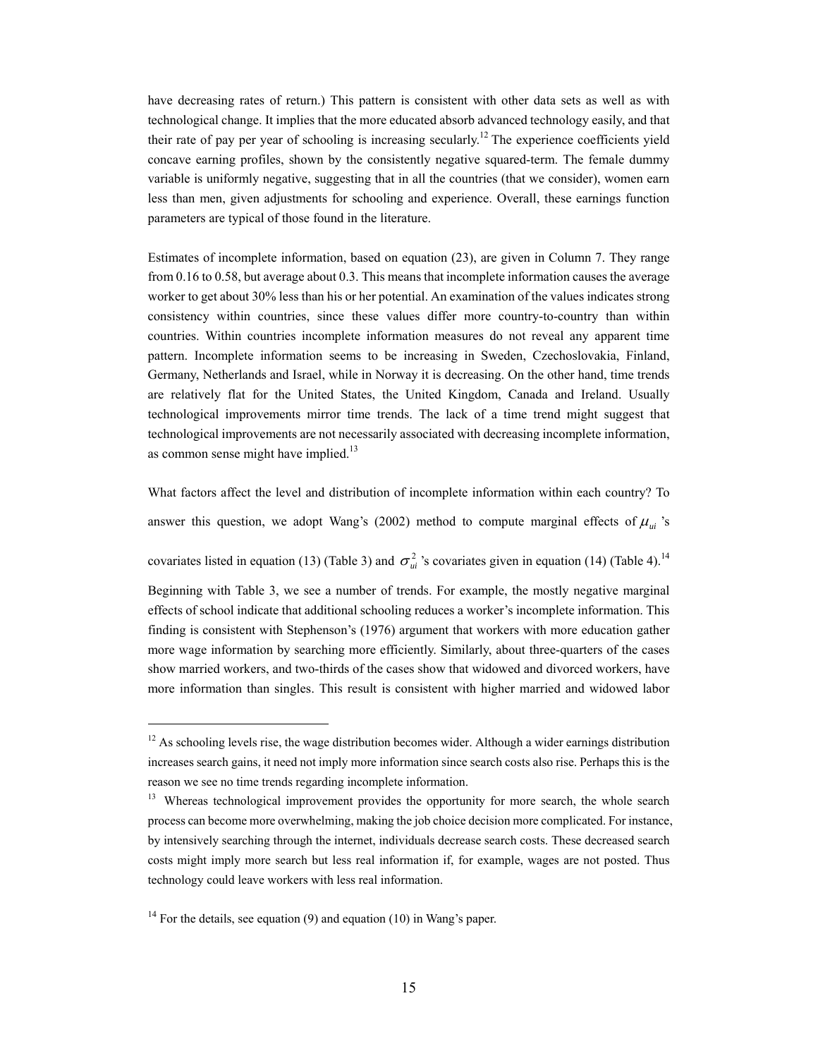have decreasing rates of return.) This pattern is consistent with other data sets as well as with technological change. It implies that the more educated absorb advanced technology easily, and that their rate of pay per year of schooling is increasing secularly.[12] The experience coefficients yield concave earning profiles, shown by the consistently negative squared-term. The female dummy variable is uniformly negative, suggesting that in all the countries (that we consider), women earn less than men, given adjustments for schooling and experience. Overall, these earnings function parameters are typical of those found in the literature.

Estimates of incomplete information, based on equation (23), are given in Column 7. They range from 0.16 to 0.58, but average about 0.3. This means that incomplete information causes the average worker to get about 30% less than his or her potential. An examination of the values indicates strong consistency within countries, since these values differ more country-to-country than within countries. Within countries incomplete information measures do not reveal any apparent time pattern. Incomplete information seems to be increasing in Sweden, Czechoslovakia, Finland, Germany, Netherlands and Israel, while in Norway it is decreasing. On the other hand, time trends are relatively flat for the United States, the United Kingdom, Canada and Ireland. Usually technological improvements mirror time trends. The lack of a time trend might suggest that technological improvements are not necessarily associated with decreasing incomplete information, as common sense might have implied.[13]

What factors affect the level and distribution of incomplete information within each country? To answer this question, we adopt Wang's (2002) method to compute marginal effects of $\mu_{ui}$ 's covariates listed in equation (13) (Table 3) and $\sigma_{ui}^2$ 's covariates given in equation (14) (Table 4).[14]

Beginning with Table 3, we see a number of trends. For example, the mostly negative marginal effects of school indicate that additional schooling reduces a worker's incomplete information. This finding is consistent with Stephenson's (1976) argument that workers with more education gather more wage information by searching more efficiently. Similarly, about three-quarters of the cases show married workers, and two-thirds of the cases show that widowed and divorced workers, have more information than singles. This result is consistent with higher married and widowed labor

---

[12] As schooling levels rise, the wage distribution becomes wider. Although a wider earnings distribution increases search gains, it need not imply more information since search costs also rise. Perhaps this is the reason we see no time trends regarding incomplete information.

[13] Whereas technological improvement provides the opportunity for more search, the whole search process can become more overwhelming, making the job choice decision more complicated. For instance, by intensively searching through the internet, individuals decrease search costs. These decreased search costs might imply more search but less real information if, for example, wages are not posted. Thus technology could leave workers with less real information.

[14] For the details, see equation (9) and equation (10) in Wang's paper.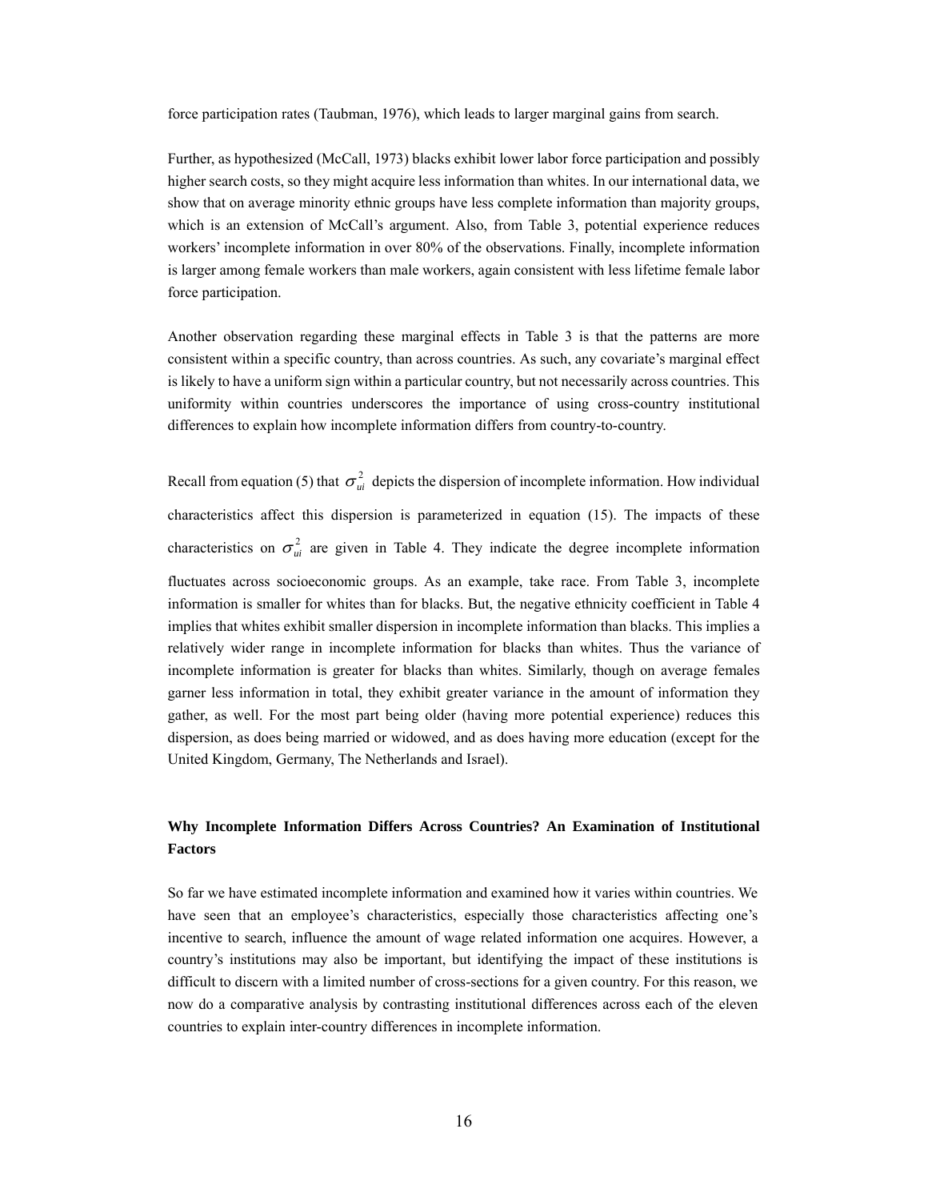force participation rates (Taubman, 1976), which leads to larger marginal gains from search.

Further, as hypothesized (McCall, 1973) blacks exhibit lower labor force participation and possibly higher search costs, so they might acquire less information than whites. In our international data, we show that on average minority ethnic groups have less complete information than majority groups, which is an extension of McCall's argument. Also, from Table 3, potential experience reduces workers' incomplete information in over 80% of the observations. Finally, incomplete information is larger among female workers than male workers, again consistent with less lifetime female labor force participation.

Another observation regarding these marginal effects in Table 3 is that the patterns are more consistent within a specific country, than across countries. As such, any covariate's marginal effect is likely to have a uniform sign within a particular country, but not necessarily across countries. This uniformity within countries underscores the importance of using cross-country institutional differences to explain how incomplete information differs from country-to-country.

Recall from equation (5) that $\sigma_{ui}^2$ depicts the dispersion of incomplete information. How individual characteristics affect this dispersion is parameterized in equation (15). The impacts of these characteristics on $\sigma_{ui}^2$ are given in Table 4. They indicate the degree incomplete information fluctuates across socioeconomic groups. As an example, take race. From Table 3, incomplete information is smaller for whites than for blacks. But, the negative ethnicity coefficient in Table 4 implies that whites exhibit smaller dispersion in incomplete information than blacks. This implies a relatively wider range in incomplete information for blacks than whites. Thus the variance of incomplete information is greater for blacks than whites. Similarly, though on average females garner less information in total, they exhibit greater variance in the amount of information they gather, as well. For the most part being older (having more potential experience) reduces this dispersion, as does being married or widowed, and as does having more education (except for the United Kingdom, Germany, The Netherlands and Israel).

**Why Incomplete Information Differs Across Countries? An Examination of Institutional Factors**

So far we have estimated incomplete information and examined how it varies within countries. We have seen that an employee's characteristics, especially those characteristics affecting one's incentive to search, influence the amount of wage related information one acquires. However, a country's institutions may also be important, but identifying the impact of these institutions is difficult to discern with a limited number of cross-sections for a given country. For this reason, we now do a comparative analysis by contrasting institutional differences across each of the eleven countries to explain inter-country differences in incomplete information.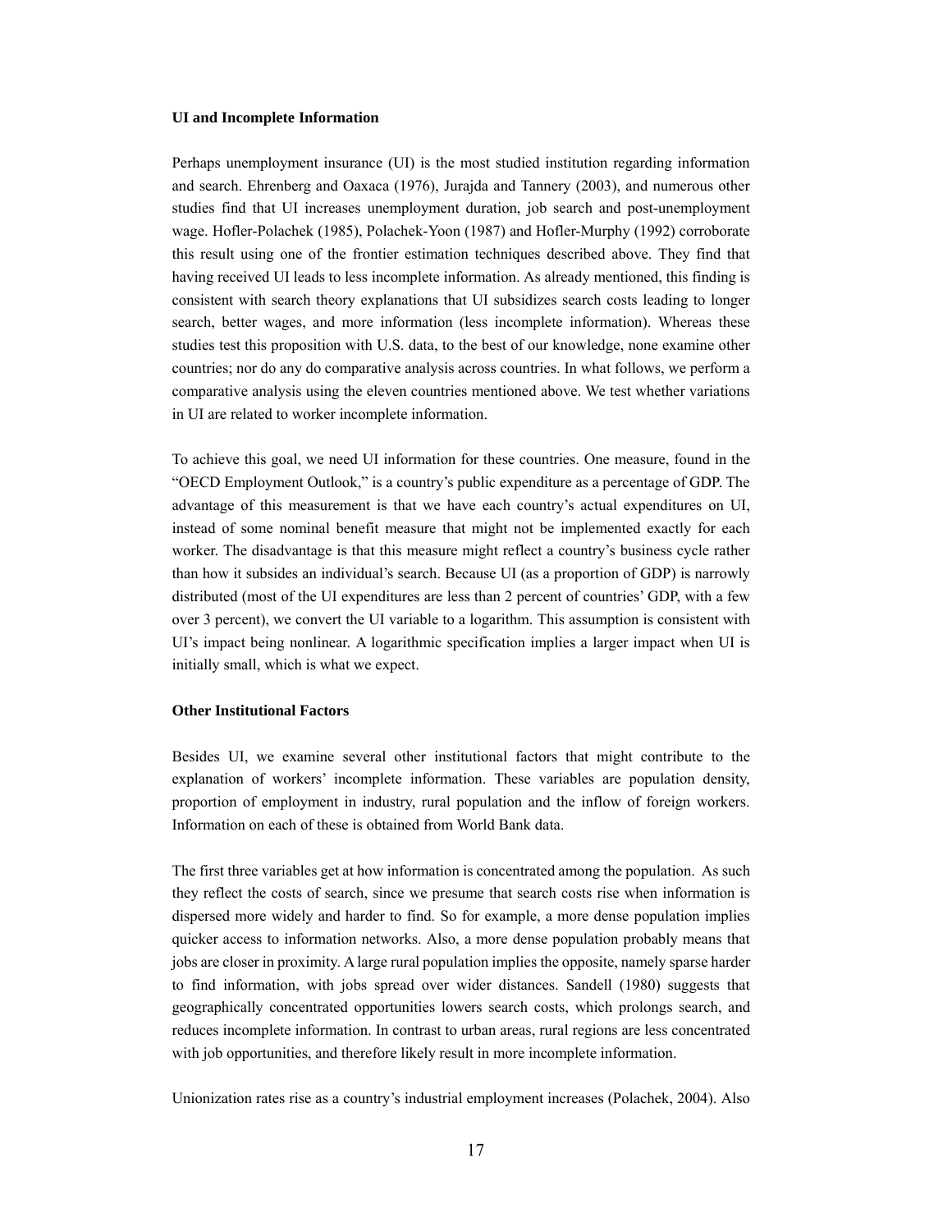### UI and Incomplete Information

Perhaps unemployment insurance (UI) is the most studied institution regarding information and search. Ehrenberg and Oaxaca (1976), Jurajda and Tannery (2003), and numerous other studies find that UI increases unemployment duration, job search and post-unemployment wage. Hofler-Polachek (1985), Polachek-Yoon (1987) and Hofler-Murphy (1992) corroborate this result using one of the frontier estimation techniques described above. They find that having received UI leads to less incomplete information. As already mentioned, this finding is consistent with search theory explanations that UI subsidizes search costs leading to longer search, better wages, and more information (less incomplete information). Whereas these studies test this proposition with U.S. data, to the best of our knowledge, none examine other countries; nor do any do comparative analysis across countries. In what follows, we perform a comparative analysis using the eleven countries mentioned above. We test whether variations in UI are related to worker incomplete information.

To achieve this goal, we need UI information for these countries. One measure, found in the "OECD Employment Outlook," is a country's public expenditure as a percentage of GDP. The advantage of this measurement is that we have each country's actual expenditures on UI, instead of some nominal benefit measure that might not be implemented exactly for each worker. The disadvantage is that this measure might reflect a country's business cycle rather than how it subsides an individual's search. Because UI (as a proportion of GDP) is narrowly distributed (most of the UI expenditures are less than 2 percent of countries' GDP, with a few over 3 percent), we convert the UI variable to a logarithm. This assumption is consistent with UI's impact being nonlinear. A logarithmic specification implies a larger impact when UI is initially small, which is what we expect.

### Other Institutional Factors

Besides UI, we examine several other institutional factors that might contribute to the explanation of workers' incomplete information. These variables are population density, proportion of employment in industry, rural population and the inflow of foreign workers. Information on each of these is obtained from World Bank data.

The first three variables get at how information is concentrated among the population. As such they reflect the costs of search, since we presume that search costs rise when information is dispersed more widely and harder to find. So for example, a more dense population implies quicker access to information networks. Also, a more dense population probably means that jobs are closer in proximity. A large rural population implies the opposite, namely sparse harder to find information, with jobs spread over wider distances. Sandell (1980) suggests that geographically concentrated opportunities lowers search costs, which prolongs search, and reduces incomplete information. In contrast to urban areas, rural regions are less concentrated with job opportunities, and therefore likely result in more incomplete information.

Unionization rates rise as a country's industrial employment increases (Polachek, 2004). Also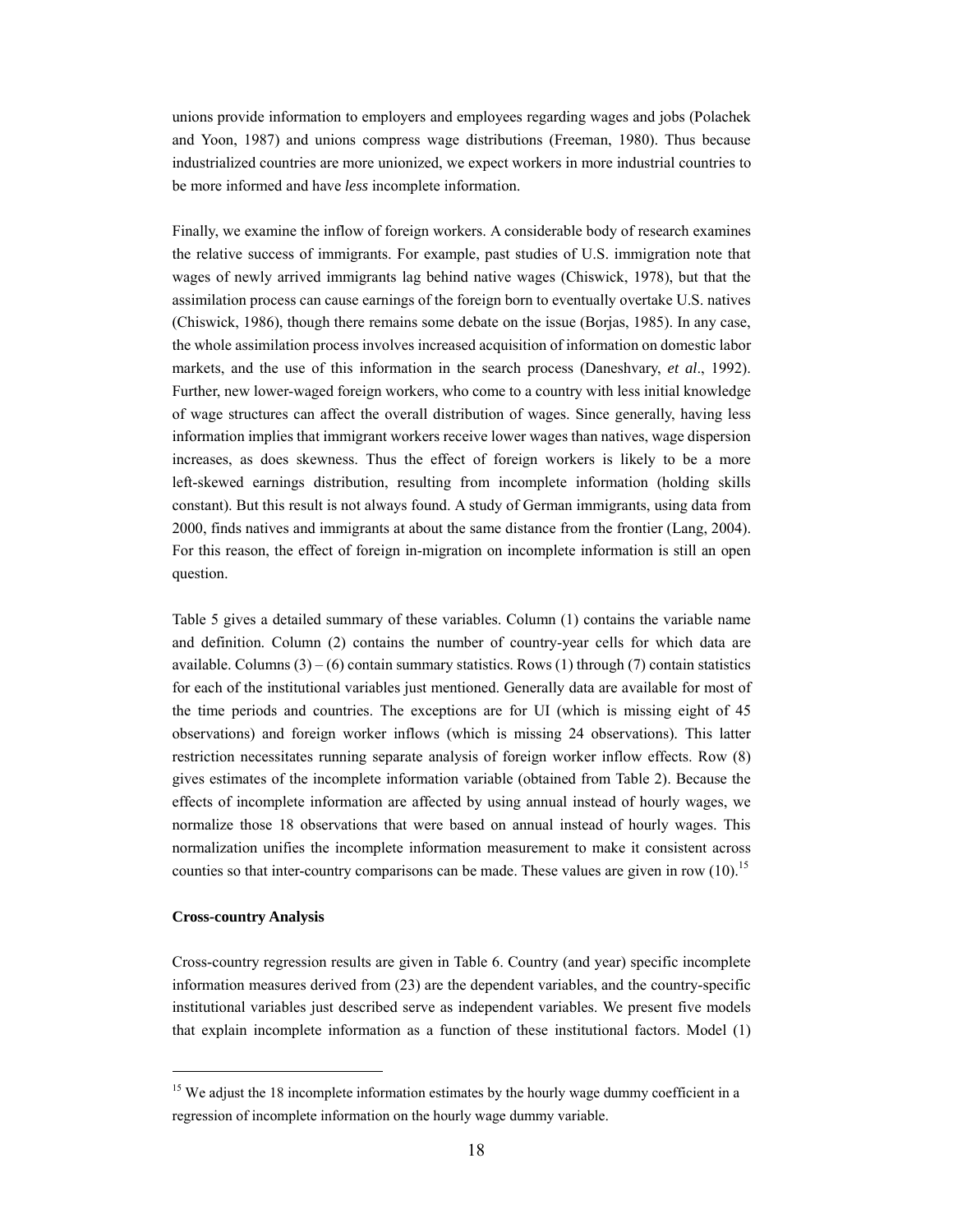unions provide information to employers and employees regarding wages and jobs (Polachek and Yoon, 1987) and unions compress wage distributions (Freeman, 1980). Thus because industrialized countries are more unionized, we expect workers in more industrial countries to be more informed and have *less* incomplete information.

Finally, we examine the inflow of foreign workers. A considerable body of research examines the relative success of immigrants. For example, past studies of U.S. immigration note that wages of newly arrived immigrants lag behind native wages (Chiswick, 1978), but that the assimilation process can cause earnings of the foreign born to eventually overtake U.S. natives (Chiswick, 1986), though there remains some debate on the issue (Borjas, 1985). In any case, the whole assimilation process involves increased acquisition of information on domestic labor markets, and the use of this information in the search process (Daneshvary, *et al*., 1992). Further, new lower-waged foreign workers, who come to a country with less initial knowledge of wage structures can affect the overall distribution of wages. Since generally, having less information implies that immigrant workers receive lower wages than natives, wage dispersion increases, as does skewness. Thus the effect of foreign workers is likely to be a more left-skewed earnings distribution, resulting from incomplete information (holding skills constant). But this result is not always found. A study of German immigrants, using data from 2000, finds natives and immigrants at about the same distance from the frontier (Lang, 2004). For this reason, the effect of foreign in-migration on incomplete information is still an open question.

Table 5 gives a detailed summary of these variables. Column (1) contains the variable name and definition. Column (2) contains the number of country-year cells for which data are available. Columns (3) – (6) contain summary statistics. Rows (1) through (7) contain statistics for each of the institutional variables just mentioned. Generally data are available for most of the time periods and countries. The exceptions are for UI (which is missing eight of 45 observations) and foreign worker inflows (which is missing 24 observations). This latter restriction necessitates running separate analysis of foreign worker inflow effects. Row (8) gives estimates of the incomplete information variable (obtained from Table 2). Because the effects of incomplete information are affected by using annual instead of hourly wages, we normalize those 18 observations that were based on annual instead of hourly wages. This normalization unifies the incomplete information measurement to make it consistent across counties so that inter-country comparisons can be made. These values are given in row (10).[15]

### Cross-country Analysis

Cross-country regression results are given in Table 6. Country (and year) specific incomplete information measures derived from (23) are the dependent variables, and the country-specific institutional variables just described serve as independent variables. We present five models that explain incomplete information as a function of these institutional factors. Model (1)

---

[15] We adjust the 18 incomplete information estimates by the hourly wage dummy coefficient in a regression of incomplete information on the hourly wage dummy variable.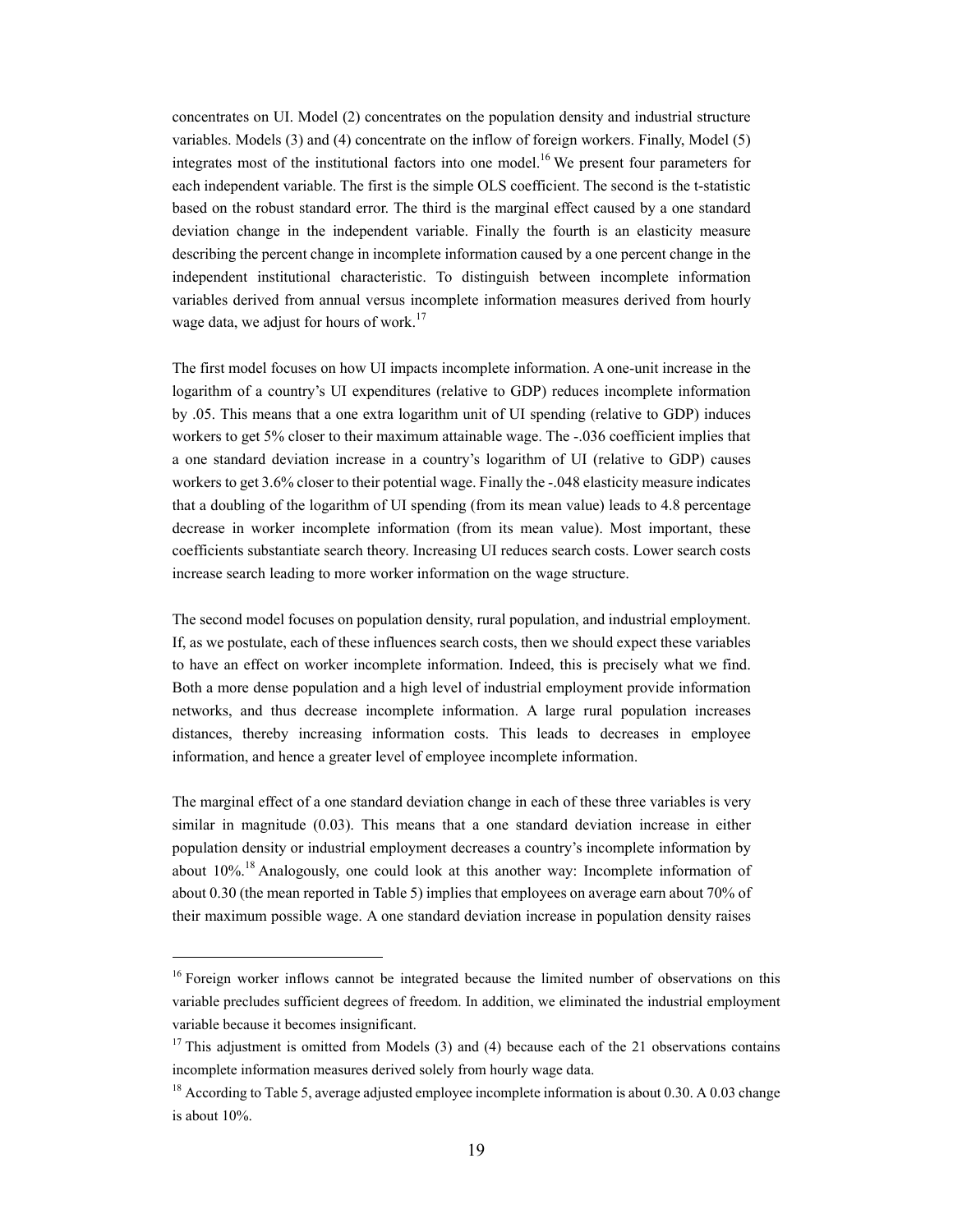concentrates on UI. Model (2) concentrates on the population density and industrial structure variables. Models (3) and (4) concentrate on the inflow of foreign workers. Finally, Model (5) integrates most of the institutional factors into one model.[16] We present four parameters for each independent variable. The first is the simple OLS coefficient. The second is the t-statistic based on the robust standard error. The third is the marginal effect caused by a one standard deviation change in the independent variable. Finally the fourth is an elasticity measure describing the percent change in incomplete information caused by a one percent change in the independent institutional characteristic. To distinguish between incomplete information variables derived from annual versus incomplete information measures derived from hourly wage data, we adjust for hours of work.[17]

The first model focuses on how UI impacts incomplete information. A one-unit increase in the logarithm of a country's UI expenditures (relative to GDP) reduces incomplete information by .05. This means that a one extra logarithm unit of UI spending (relative to GDP) induces workers to get 5% closer to their maximum attainable wage. The -.036 coefficient implies that a one standard deviation increase in a country's logarithm of UI (relative to GDP) causes workers to get 3.6% closer to their potential wage. Finally the -.048 elasticity measure indicates that a doubling of the logarithm of UI spending (from its mean value) leads to 4.8 percentage decrease in worker incomplete information (from its mean value). Most important, these coefficients substantiate search theory. Increasing UI reduces search costs. Lower search costs increase search leading to more worker information on the wage structure.

The second model focuses on population density, rural population, and industrial employment. If, as we postulate, each of these influences search costs, then we should expect these variables to have an effect on worker incomplete information. Indeed, this is precisely what we find. Both a more dense population and a high level of industrial employment provide information networks, and thus decrease incomplete information. A large rural population increases distances, thereby increasing information costs. This leads to decreases in employee information, and hence a greater level of employee incomplete information.

The marginal effect of a one standard deviation change in each of these three variables is very similar in magnitude (0.03). This means that a one standard deviation increase in either population density or industrial employment decreases a country's incomplete information by about 10%.[18] Analogously, one could look at this another way: Incomplete information of about 0.30 (the mean reported in Table 5) implies that employees on average earn about 70% of their maximum possible wage. A one standard deviation increase in population density raises

---

[16] Foreign worker inflows cannot be integrated because the limited number of observations on this variable precludes sufficient degrees of freedom. In addition, we eliminated the industrial employment variable because it becomes insignificant.

[17] This adjustment is omitted from Models (3) and (4) because each of the 21 observations contains incomplete information measures derived solely from hourly wage data.

[18] According to Table 5, average adjusted employee incomplete information is about 0.30. A 0.03 change is about 10%.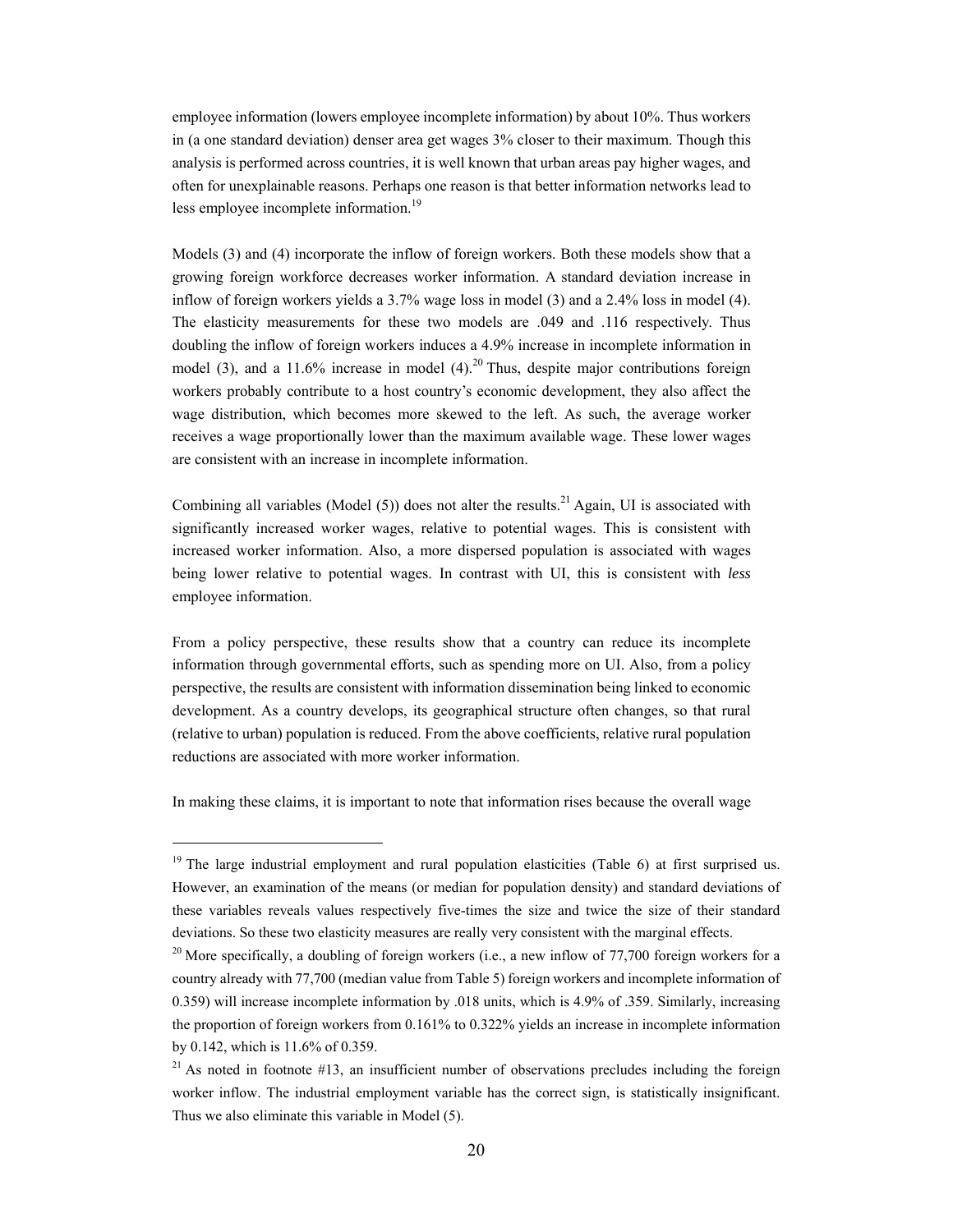employee information (lowers employee incomplete information) by about 10%. Thus workers in (a one standard deviation) denser area get wages 3% closer to their maximum. Though this analysis is performed across countries, it is well known that urban areas pay higher wages, and often for unexplainable reasons. Perhaps one reason is that better information networks lead to less employee incomplete information.[19]

Models (3) and (4) incorporate the inflow of foreign workers. Both these models show that a growing foreign workforce decreases worker information. A standard deviation increase in inflow of foreign workers yields a 3.7% wage loss in model (3) and a 2.4% loss in model (4). The elasticity measurements for these two models are .049 and .116 respectively. Thus doubling the inflow of foreign workers induces a 4.9% increase in incomplete information in model (3), and a 11.6% increase in model (4).[20] Thus, despite major contributions foreign workers probably contribute to a host country's economic development, they also affect the wage distribution, which becomes more skewed to the left. As such, the average worker receives a wage proportionally lower than the maximum available wage. These lower wages are consistent with an increase in incomplete information.

Combining all variables (Model (5)) does not alter the results.[21] Again, UI is associated with significantly increased worker wages, relative to potential wages. This is consistent with increased worker information. Also, a more dispersed population is associated with wages being lower relative to potential wages. In contrast with UI, this is consistent with *less* employee information.

From a policy perspective, these results show that a country can reduce its incomplete information through governmental efforts, such as spending more on UI. Also, from a policy perspective, the results are consistent with information dissemination being linked to economic development. As a country develops, its geographical structure often changes, so that rural (relative to urban) population is reduced. From the above coefficients, relative rural population reductions are associated with more worker information.

In making these claims, it is important to note that information rises because the overall wage

---

[19] The large industrial employment and rural population elasticities (Table 6) at first surprised us. However, an examination of the means (or median for population density) and standard deviations of these variables reveals values respectively five-times the size and twice the size of their standard deviations. So these two elasticity measures are really very consistent with the marginal effects.

[20] More specifically, a doubling of foreign workers (i.e., a new inflow of 77,700 foreign workers for a country already with 77,700 (median value from Table 5) foreign workers and incomplete information of 0.359) will increase incomplete information by .018 units, which is 4.9% of .359. Similarly, increasing the proportion of foreign workers from 0.161% to 0.322% yields an increase in incomplete information by 0.142, which is 11.6% of 0.359.

[21] As noted in footnote #13, an insufficient number of observations precludes including the foreign worker inflow. The industrial employment variable has the correct sign, is statistically insignificant. Thus we also eliminate this variable in Model (5).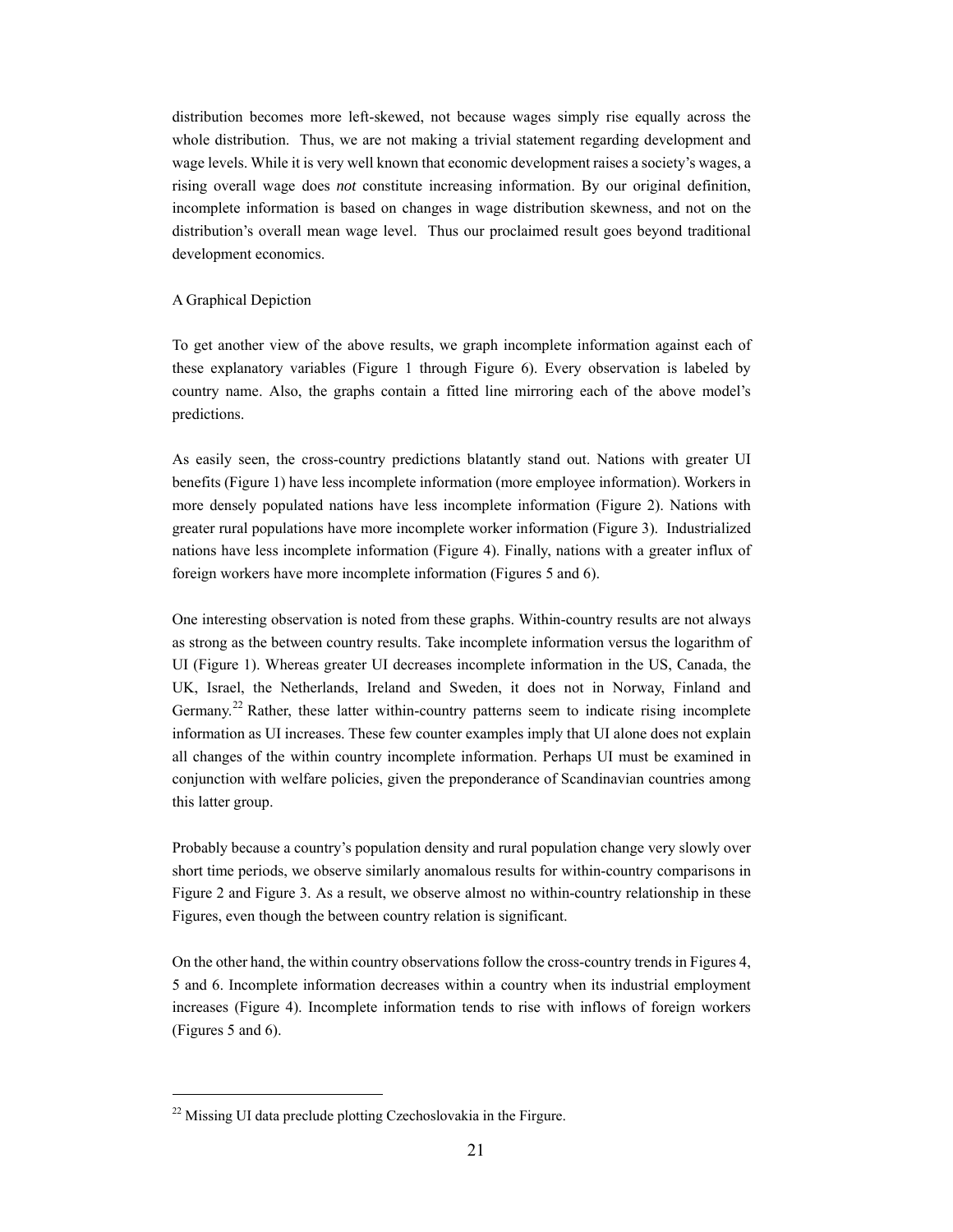distribution becomes more left-skewed, not because wages simply rise equally across the whole distribution. Thus, we are not making a trivial statement regarding development and wage levels. While it is very well known that economic development raises a society's wages, a rising overall wage does *not* constitute increasing information. By our original definition, incomplete information is based on changes in wage distribution skewness, and not on the distribution's overall mean wage level. Thus our proclaimed result goes beyond traditional development economics.

A Graphical Depiction

To get another view of the above results, we graph incomplete information against each of these explanatory variables (Figure 1 through Figure 6). Every observation is labeled by country name. Also, the graphs contain a fitted line mirroring each of the above model's predictions.

As easily seen, the cross-country predictions blatantly stand out. Nations with greater UI benefits (Figure 1) have less incomplete information (more employee information). Workers in more densely populated nations have less incomplete information (Figure 2). Nations with greater rural populations have more incomplete worker information (Figure 3). Industrialized nations have less incomplete information (Figure 4). Finally, nations with a greater influx of foreign workers have more incomplete information (Figures 5 and 6).

One interesting observation is noted from these graphs. Within-country results are not always as strong as the between country results. Take incomplete information versus the logarithm of UI (Figure 1). Whereas greater UI decreases incomplete information in the US, Canada, the UK, Israel, the Netherlands, Ireland and Sweden, it does not in Norway, Finland and Germany.[22] Rather, these latter within-country patterns seem to indicate rising incomplete information as UI increases. These few counter examples imply that UI alone does not explain all changes of the within country incomplete information. Perhaps UI must be examined in conjunction with welfare policies, given the preponderance of Scandinavian countries among this latter group.

Probably because a country's population density and rural population change very slowly over short time periods, we observe similarly anomalous results for within-country comparisons in Figure 2 and Figure 3. As a result, we observe almost no within-country relationship in these Figures, even though the between country relation is significant.

On the other hand, the within country observations follow the cross-country trends in Figures 4, 5 and 6. Incomplete information decreases within a country when its industrial employment increases (Figure 4). Incomplete information tends to rise with inflows of foreign workers (Figures 5 and 6).

---

[22] Missing UI data preclude plotting Czechoslovakia in the Firgure.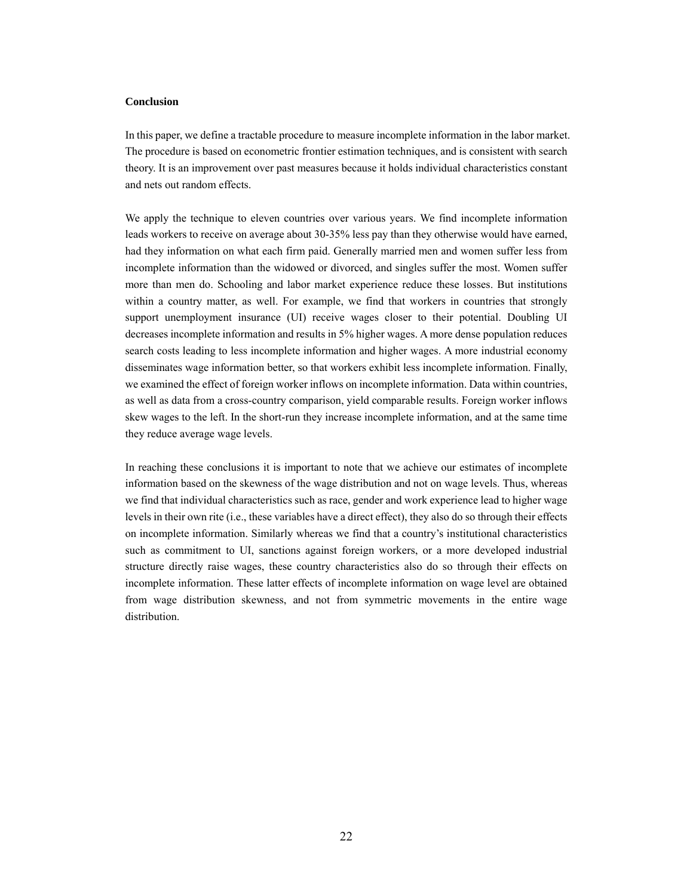**Conclusion**

In this paper, we define a tractable procedure to measure incomplete information in the labor market. The procedure is based on econometric frontier estimation techniques, and is consistent with search theory. It is an improvement over past measures because it holds individual characteristics constant and nets out random effects.

We apply the technique to eleven countries over various years. We find incomplete information leads workers to receive on average about 30-35% less pay than they otherwise would have earned, had they information on what each firm paid. Generally married men and women suffer less from incomplete information than the widowed or divorced, and singles suffer the most. Women suffer more than men do. Schooling and labor market experience reduce these losses. But institutions within a country matter, as well. For example, we find that workers in countries that strongly support unemployment insurance (UI) receive wages closer to their potential. Doubling UI decreases incomplete information and results in 5% higher wages. A more dense population reduces search costs leading to less incomplete information and higher wages. A more industrial economy disseminates wage information better, so that workers exhibit less incomplete information. Finally, we examined the effect of foreign worker inflows on incomplete information. Data within countries, as well as data from a cross-country comparison, yield comparable results. Foreign worker inflows skew wages to the left. In the short-run they increase incomplete information, and at the same time they reduce average wage levels.

In reaching these conclusions it is important to note that we achieve our estimates of incomplete information based on the skewness of the wage distribution and not on wage levels. Thus, whereas we find that individual characteristics such as race, gender and work experience lead to higher wage levels in their own rite (i.e., these variables have a direct effect), they also do so through their effects on incomplete information. Similarly whereas we find that a country's institutional characteristics such as commitment to UI, sanctions against foreign workers, or a more developed industrial structure directly raise wages, these country characteristics also do so through their effects on incomplete information. These latter effects of incomplete information on wage level are obtained from wage distribution skewness, and not from symmetric movements in the entire wage distribution.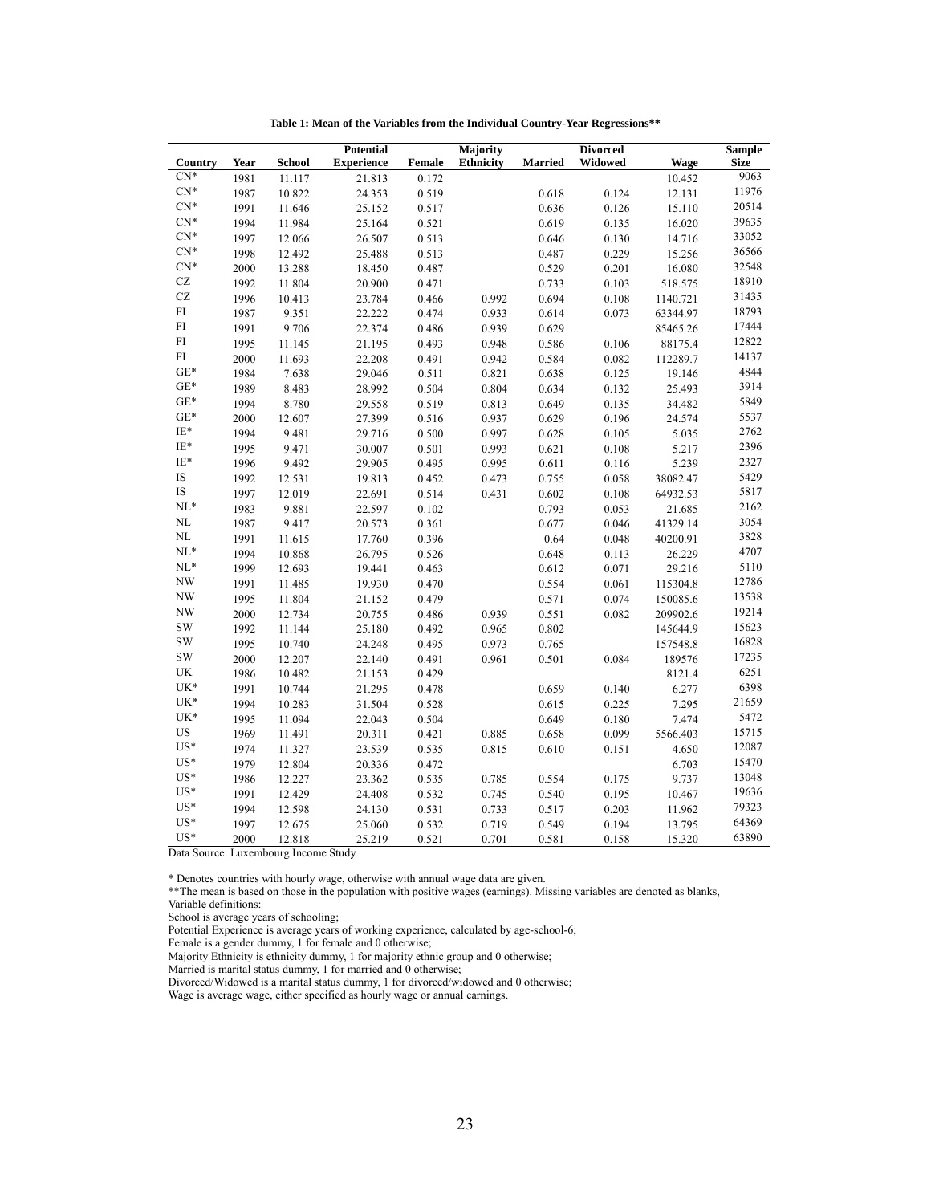**Table 1: Mean of the Variables from the Individual Country-Year Regressions****

| Country | Year | School | Potential Experience | Female | Majority Ethnicity | Married | Divorced Widowed | Wage | Sample Size |
|---|---|---|---|---|---|---|---|---|---|
| CN* | 1981 | 11.117 | 21.813 | 0.172 | | | | 10.452 | 9063 |
| CN* | 1987 | 10.822 | 24.353 | 0.519 | | 0.618 | 0.124 | 12.131 | 11976 |
| CN* | 1991 | 11.646 | 25.152 | 0.517 | | 0.636 | 0.126 | 15.110 | 20514 |
| CN* | 1994 | 11.984 | 25.164 | 0.521 | | 0.619 | 0.135 | 16.020 | 39635 |
| CN* | 1997 | 12.066 | 26.507 | 0.513 | | 0.646 | 0.130 | 14.716 | 33052 |
| CN* | 1998 | 12.492 | 25.488 | 0.513 | | 0.487 | 0.229 | 15.256 | 36566 |
| CN* | 2000 | 13.288 | 18.450 | 0.487 | | 0.529 | 0.201 | 16.080 | 32548 |
| CZ | 1992 | 11.804 | 20.900 | 0.471 | | 0.733 | 0.103 | 518.575 | 18910 |
| CZ | 1996 | 10.413 | 23.784 | 0.466 | 0.992 | 0.694 | 0.108 | 1140.721 | 31435 |
| FI | 1987 | 9.351 | 22.222 | 0.474 | 0.933 | 0.614 | 0.073 | 63344.97 | 18793 |
| FI | 1991 | 9.706 | 22.374 | 0.486 | 0.939 | 0.629 | | 85465.26 | 17444 |
| FI | 1995 | 11.145 | 21.195 | 0.493 | 0.948 | 0.586 | 0.106 | 88175.4 | 12822 |
| FI | 2000 | 11.693 | 22.208 | 0.491 | 0.942 | 0.584 | 0.082 | 112289.7 | 14137 |
| GE* | 1984 | 7.638 | 29.046 | 0.511 | 0.821 | 0.638 | 0.125 | 19.146 | 4844 |
| GE* | 1989 | 8.483 | 28.992 | 0.504 | 0.804 | 0.634 | 0.132 | 25.493 | 3914 |
| GE* | 1994 | 8.780 | 29.558 | 0.519 | 0.813 | 0.649 | 0.135 | 34.482 | 5849 |
| GE* | 2000 | 12.607 | 27.399 | 0.516 | 0.937 | 0.629 | 0.196 | 24.574 | 5537 |
| IE* | 1994 | 9.481 | 29.716 | 0.500 | 0.997 | 0.628 | 0.105 | 5.035 | 2762 |
| IE* | 1995 | 9.471 | 30.007 | 0.501 | 0.993 | 0.621 | 0.108 | 5.217 | 2396 |
| IE* | 1996 | 9.492 | 29.905 | 0.495 | 0.995 | 0.611 | 0.116 | 5.239 | 2327 |
| IS | 1992 | 12.531 | 19.813 | 0.452 | 0.473 | 0.755 | 0.058 | 38082.47 | 5429 |
| IS | 1997 | 12.019 | 22.691 | 0.514 | 0.431 | 0.602 | 0.108 | 64932.53 | 5817 |
| NL* | 1983 | 9.881 | 22.597 | 0.102 | | 0.793 | 0.053 | 21.685 | 2162 |
| NL | 1987 | 9.417 | 20.573 | 0.361 | | 0.677 | 0.046 | 41329.14 | 3054 |
| NL | 1991 | 11.615 | 17.760 | 0.396 | | 0.64 | 0.048 | 40200.91 | 3828 |
| NL* | 1994 | 10.868 | 26.795 | 0.526 | | 0.648 | 0.113 | 26.229 | 4707 |
| NL* | 1999 | 12.693 | 19.441 | 0.463 | | 0.612 | 0.071 | 29.216 | 5110 |
| NW | 1991 | 11.485 | 19.930 | 0.470 | | 0.554 | 0.061 | 115304.8 | 12786 |
| NW | 1995 | 11.804 | 21.152 | 0.479 | | 0.571 | 0.074 | 150085.6 | 13538 |
| NW | 2000 | 12.734 | 20.755 | 0.486 | 0.939 | 0.551 | 0.082 | 209902.6 | 19214 |
| SW | 1992 | 11.144 | 25.180 | 0.492 | 0.965 | 0.802 | | 145644.9 | 15623 |
| SW | 1995 | 10.740 | 24.248 | 0.495 | 0.973 | 0.765 | | 157548.8 | 16828 |
| SW | 2000 | 12.207 | 22.140 | 0.491 | 0.961 | 0.501 | 0.084 | 189576 | 17235 |
| UK | 1986 | 10.482 | 21.153 | 0.429 | | | | 8121.4 | 6251 |
| UK* | 1991 | 10.744 | 21.295 | 0.478 | | 0.659 | 0.140 | 6.277 | 6398 |
| UK* | 1994 | 10.283 | 31.504 | 0.528 | | 0.615 | 0.225 | 7.295 | 21659 |
| UK* | 1995 | 11.094 | 22.043 | 0.504 | | 0.649 | 0.180 | 7.474 | 5472 |
| US | 1969 | 11.491 | 20.311 | 0.421 | 0.885 | 0.658 | 0.099 | 5566.403 | 15715 |
| US* | 1974 | 11.327 | 23.539 | 0.535 | 0.815 | 0.610 | 0.151 | 4.650 | 12087 |
| US* | 1979 | 12.804 | 20.336 | 0.472 | | | | 6.703 | 15470 |
| US* | 1986 | 12.227 | 23.362 | 0.535 | 0.785 | 0.554 | 0.175 | 9.737 | 13048 |
| US* | 1991 | 12.429 | 24.408 | 0.532 | 0.745 | 0.540 | 0.195 | 10.467 | 19636 |
| US* | 1994 | 12.598 | 24.130 | 0.531 | 0.733 | 0.517 | 0.203 | 11.962 | 79323 |
| US* | 1997 | 12.675 | 25.060 | 0.532 | 0.719 | 0.549 | 0.194 | 13.795 | 64369 |
| US* | 2000 | 12.818 | 25.219 | 0.521 | 0.701 | 0.581 | 0.158 | 15.320 | 63890 |

Data Source: Luxembourg Income Study

* Denotes countries with hourly wage, otherwise with annual wage data are given.

**The mean is based on those in the population with positive wages (earnings). Missing variables are denoted as blanks,

Variable definitions:

School is average years of schooling;

Potential Experience is average years of working experience, calculated by age-school-6;

Female is a gender dummy, 1 for female and 0 otherwise;

Majority Ethnicity is ethnicity dummy, 1 for majority ethnic group and 0 otherwise;

Married is marital status dummy, 1 for married and 0 otherwise;

Divorced/Widowed is a marital status dummy, 1 for divorced/widowed and 0 otherwise;

Wage is average wage, either specified as hourly wage or annual earnings.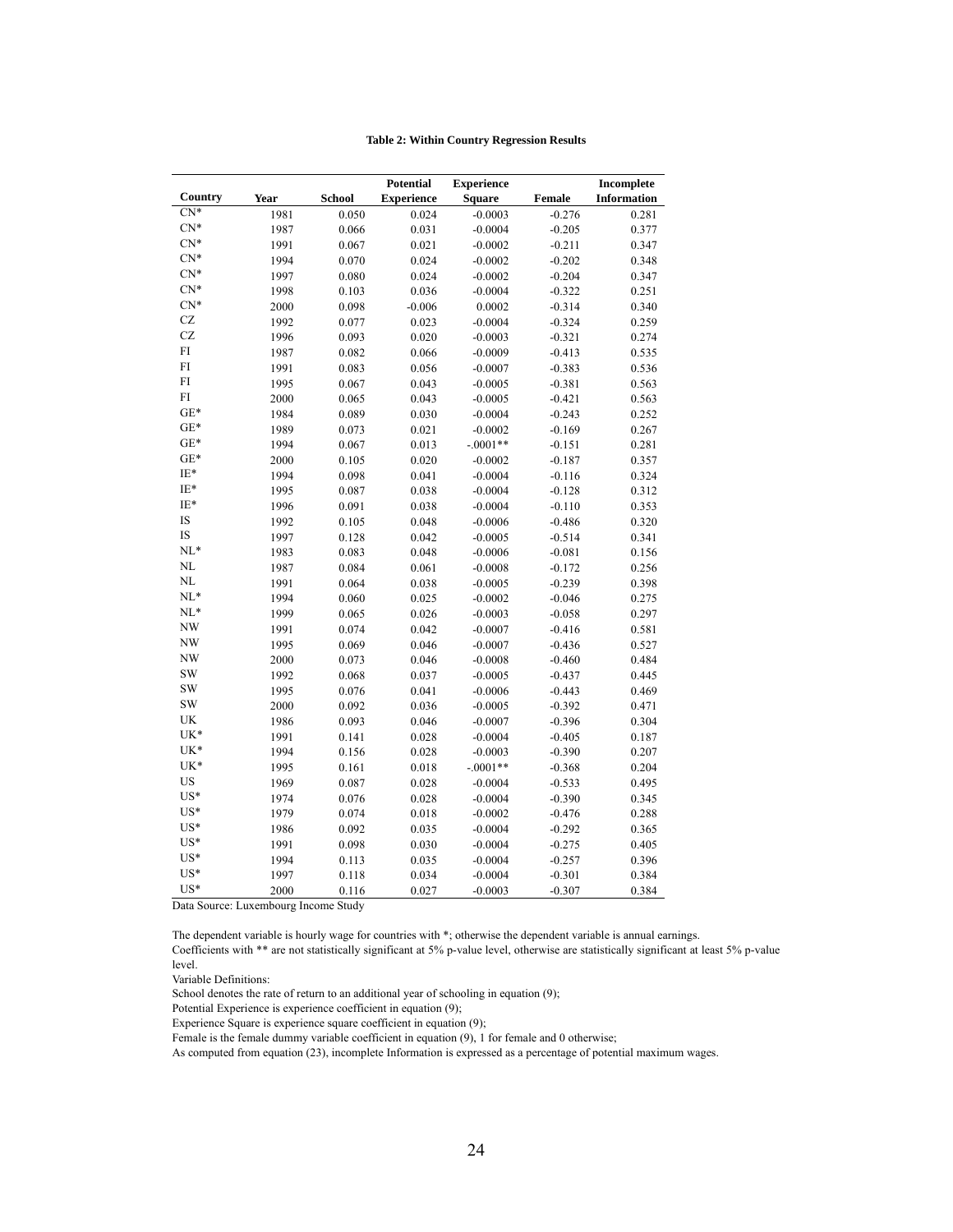**Table 2: Within Country Regression Results**

| Country | Year | School | Potential Experience | Experience Square | Female | Incomplete Information |
|---|---|---|---|---|---|---|
| CN* | 1981 | 0.050 | 0.024 | -0.0003 | -0.276 | 0.281 |
| CN* | 1987 | 0.066 | 0.031 | -0.0004 | -0.205 | 0.377 |
| CN* | 1991 | 0.067 | 0.021 | -0.0002 | -0.211 | 0.347 |
| CN* | 1994 | 0.070 | 0.024 | -0.0002 | -0.202 | 0.348 |
| CN* | 1997 | 0.080 | 0.024 | -0.0002 | -0.204 | 0.347 |
| CN* | 1998 | 0.103 | 0.036 | -0.0004 | -0.322 | 0.251 |
| CN* | 2000 | 0.098 | -0.006 | 0.0002 | -0.314 | 0.340 |
| CZ | 1992 | 0.077 | 0.023 | -0.0004 | -0.324 | 0.259 |
| CZ | 1996 | 0.093 | 0.020 | -0.0003 | -0.321 | 0.274 |
| FI | 1987 | 0.082 | 0.066 | -0.0009 | -0.413 | 0.535 |
| FI | 1991 | 0.083 | 0.056 | -0.0007 | -0.383 | 0.536 |
| FI | 1995 | 0.067 | 0.043 | -0.0005 | -0.381 | 0.563 |
| FI | 2000 | 0.065 | 0.043 | -0.0005 | -0.421 | 0.563 |
| GE* | 1984 | 0.089 | 0.030 | -0.0004 | -0.243 | 0.252 |
| GE* | 1989 | 0.073 | 0.021 | -0.0002 | -0.169 | 0.267 |
| GE* | 1994 | 0.067 | 0.013 | -.0001** | -0.151 | 0.281 |
| GE* | 2000 | 0.105 | 0.020 | -0.0002 | -0.187 | 0.357 |
| IE* | 1994 | 0.098 | 0.041 | -0.0004 | -0.116 | 0.324 |
| IE* | 1995 | 0.087 | 0.038 | -0.0004 | -0.128 | 0.312 |
| IE* | 1996 | 0.091 | 0.038 | -0.0004 | -0.110 | 0.353 |
| IS | 1992 | 0.105 | 0.048 | -0.0006 | -0.486 | 0.320 |
| IS | 1997 | 0.128 | 0.042 | -0.0005 | -0.514 | 0.341 |
| NL* | 1983 | 0.083 | 0.048 | -0.0006 | -0.081 | 0.156 |
| NL | 1987 | 0.084 | 0.061 | -0.0008 | -0.172 | 0.256 |
| NL | 1991 | 0.064 | 0.038 | -0.0005 | -0.239 | 0.398 |
| NL* | 1994 | 0.060 | 0.025 | -0.0002 | -0.046 | 0.275 |
| NL* | 1999 | 0.065 | 0.026 | -0.0003 | -0.058 | 0.297 |
| NW | 1991 | 0.074 | 0.042 | -0.0007 | -0.416 | 0.581 |
| NW | 1995 | 0.069 | 0.046 | -0.0007 | -0.436 | 0.527 |
| NW | 2000 | 0.073 | 0.046 | -0.0008 | -0.460 | 0.484 |
| SW | 1992 | 0.068 | 0.037 | -0.0005 | -0.437 | 0.445 |
| SW | 1995 | 0.076 | 0.041 | -0.0006 | -0.443 | 0.469 |
| SW | 2000 | 0.092 | 0.036 | -0.0005 | -0.392 | 0.471 |
| UK | 1986 | 0.093 | 0.046 | -0.0007 | -0.396 | 0.304 |
| UK* | 1991 | 0.141 | 0.028 | -0.0004 | -0.405 | 0.187 |
| UK* | 1994 | 0.156 | 0.028 | -0.0003 | -0.390 | 0.207 |
| UK* | 1995 | 0.161 | 0.018 | -.0001** | -0.368 | 0.204 |
| US | 1969 | 0.087 | 0.028 | -0.0004 | -0.533 | 0.495 |
| US* | 1974 | 0.076 | 0.028 | -0.0004 | -0.390 | 0.345 |
| US* | 1979 | 0.074 | 0.018 | -0.0002 | -0.476 | 0.288 |
| US* | 1986 | 0.092 | 0.035 | -0.0004 | -0.292 | 0.365 |
| US* | 1991 | 0.098 | 0.030 | -0.0004 | -0.275 | 0.405 |
| US* | 1994 | 0.113 | 0.035 | -0.0004 | -0.257 | 0.396 |
| US* | 1997 | 0.118 | 0.034 | -0.0004 | -0.301 | 0.384 |
| US* | 2000 | 0.116 | 0.027 | -0.0003 | -0.307 | 0.384 |

Data Source: Luxembourg Income Study

The dependent variable is hourly wage for countries with *; otherwise the dependent variable is annual earnings.

Coefficients with ** are not statistically significant at 5% p-value level, otherwise are statistically significant at least 5% p-value level.

Variable Definitions:

School denotes the rate of return to an additional year of schooling in equation (9);

Potential Experience is experience coefficient in equation (9);

Experience Square is experience square coefficient in equation (9);

Female is the female dummy variable coefficient in equation (9), 1 for female and 0 otherwise;

As computed from equation (23), incomplete Information is expressed as a percentage of potential maximum wages.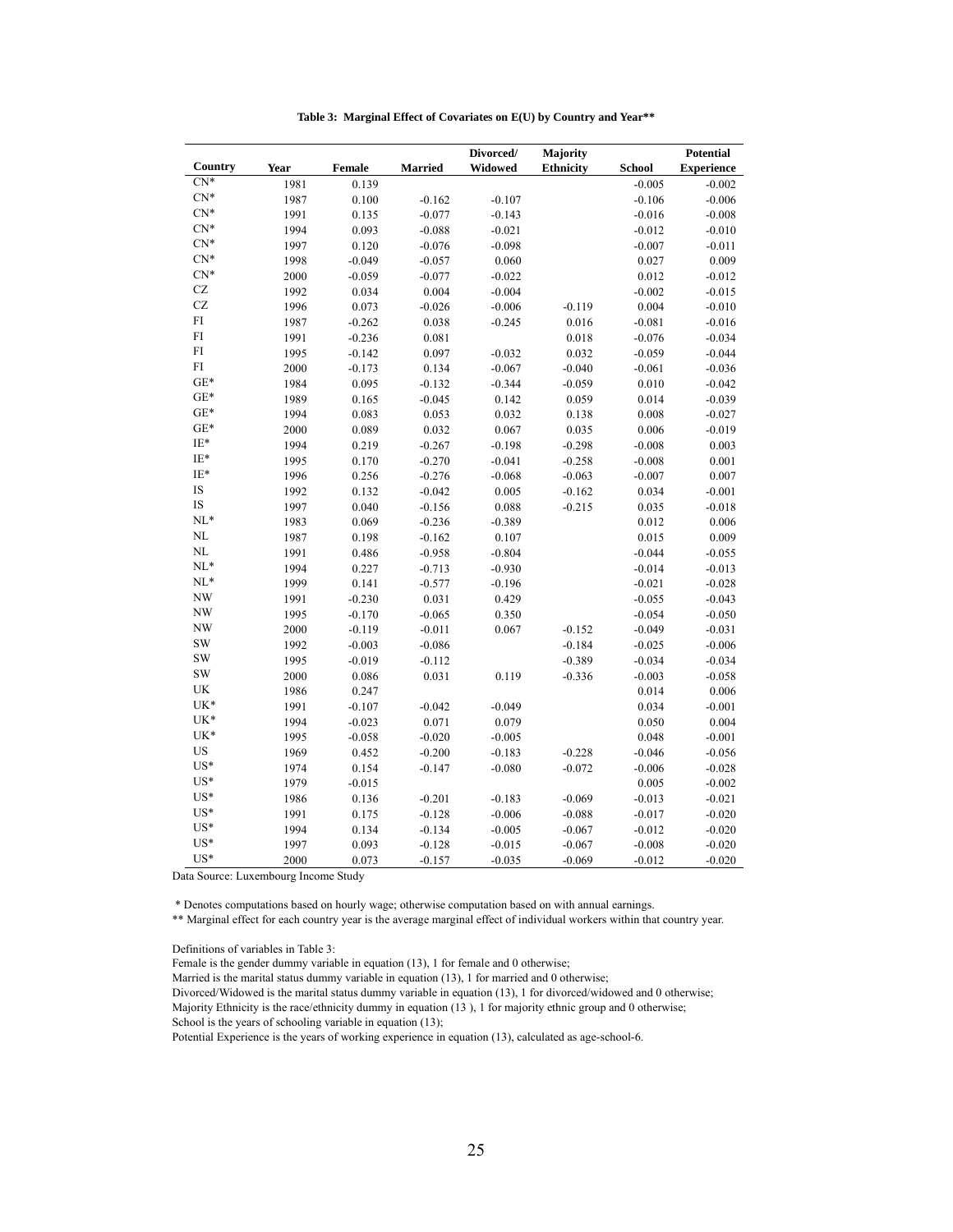**Table 3: Marginal Effect of Covariates on E(U) by Country and Year\*\***

| Country | Year | Female | Married | Divorced/ Widowed | Majority Ethnicity | School | Potential Experience |
|---|---|---|---|---|---|---|---|
| CN* | 1981 | 0.139 | | | | -0.005 | -0.002 |
| CN* | 1987 | 0.100 | -0.162 | -0.107 | | -0.106 | -0.006 |
| CN* | 1991 | 0.135 | -0.077 | -0.143 | | -0.016 | -0.008 |
| CN* | 1994 | 0.093 | -0.088 | -0.021 | | -0.012 | -0.010 |
| CN* | 1997 | 0.120 | -0.076 | -0.098 | | -0.007 | -0.011 |
| CN* | 1998 | -0.049 | -0.057 | 0.060 | | 0.027 | 0.009 |
| CN* | 2000 | -0.059 | -0.077 | -0.022 | | 0.012 | -0.012 |
| CZ | 1992 | 0.034 | 0.004 | -0.004 | | -0.002 | -0.015 |
| CZ | 1996 | 0.073 | -0.026 | -0.006 | -0.119 | 0.004 | -0.010 |
| FI | 1987 | -0.262 | 0.038 | -0.245 | 0.016 | -0.081 | -0.016 |
| FI | 1991 | -0.236 | 0.081 | | 0.018 | -0.076 | -0.034 |
| FI | 1995 | -0.142 | 0.097 | -0.032 | 0.032 | -0.059 | -0.044 |
| FI | 2000 | -0.173 | 0.134 | -0.067 | -0.040 | -0.061 | -0.036 |
| GE* | 1984 | 0.095 | -0.132 | -0.344 | -0.059 | 0.010 | -0.042 |
| GE* | 1989 | 0.165 | -0.045 | 0.142 | 0.059 | 0.014 | -0.039 |
| GE* | 1994 | 0.083 | 0.053 | 0.032 | 0.138 | 0.008 | -0.027 |
| GE* | 2000 | 0.089 | 0.032 | 0.067 | 0.035 | 0.006 | -0.019 |
| IE* | 1994 | 0.219 | -0.267 | -0.198 | -0.298 | -0.008 | 0.003 |
| IE* | 1995 | 0.170 | -0.270 | -0.041 | -0.258 | -0.008 | 0.001 |
| IE* | 1996 | 0.256 | -0.276 | -0.068 | -0.063 | -0.007 | 0.007 |
| IS | 1992 | 0.132 | -0.042 | 0.005 | -0.162 | 0.034 | -0.001 |
| IS | 1997 | 0.040 | -0.156 | 0.088 | -0.215 | 0.035 | -0.018 |
| NL* | 1983 | 0.069 | -0.236 | -0.389 | | 0.012 | 0.006 |
| NL | 1987 | 0.198 | -0.162 | 0.107 | | 0.015 | 0.009 |
| NL | 1991 | 0.486 | -0.958 | -0.804 | | -0.044 | -0.055 |
| NL* | 1994 | 0.227 | -0.713 | -0.930 | | -0.014 | -0.013 |
| NL* | 1999 | 0.141 | -0.577 | -0.196 | | -0.021 | -0.028 |
| NW | 1991 | -0.230 | 0.031 | 0.429 | | -0.055 | -0.043 |
| NW | 1995 | -0.170 | -0.065 | 0.350 | | -0.054 | -0.050 |
| NW | 2000 | -0.119 | -0.011 | 0.067 | -0.152 | -0.049 | -0.031 |
| SW | 1992 | -0.003 | -0.086 | | -0.184 | -0.025 | -0.006 |
| SW | 1995 | -0.019 | -0.112 | | -0.389 | -0.034 | -0.034 |
| SW | 2000 | 0.086 | 0.031 | 0.119 | -0.336 | -0.003 | -0.058 |
| UK | 1986 | 0.247 | | | | 0.014 | 0.006 |
| UK* | 1991 | -0.107 | -0.042 | -0.049 | | 0.034 | -0.001 |
| UK* | 1994 | -0.023 | 0.071 | 0.079 | | 0.050 | 0.004 |
| UK* | 1995 | -0.058 | -0.020 | -0.005 | | 0.048 | -0.001 |
| US | 1969 | 0.452 | -0.200 | -0.183 | -0.228 | -0.046 | -0.056 |
| US* | 1974 | 0.154 | -0.147 | -0.080 | -0.072 | -0.006 | -0.028 |
| US* | 1979 | -0.015 | | | | 0.005 | -0.002 |
| US* | 1986 | 0.136 | -0.201 | -0.183 | -0.069 | -0.013 | -0.021 |
| US* | 1991 | 0.175 | -0.128 | -0.006 | -0.088 | -0.017 | -0.020 |
| US* | 1994 | 0.134 | -0.134 | -0.005 | -0.067 | -0.012 | -0.020 |
| US* | 1997 | 0.093 | -0.128 | -0.015 | -0.067 | -0.008 | -0.020 |
| US* | 2000 | 0.073 | -0.157 | -0.035 | -0.069 | -0.012 | -0.020 |

Data Source: Luxembourg Income Study

\* Denotes computations based on hourly wage; otherwise computation based on with annual earnings.

\*\* Marginal effect for each country year is the average marginal effect of individual workers within that country year.

Definitions of variables in Table 3:

Female is the gender dummy variable in equation (13), 1 for female and 0 otherwise;

Married is the marital status dummy variable in equation (13), 1 for married and 0 otherwise;

Divorced/Widowed is the marital status dummy variable in equation (13), 1 for divorced/widowed and 0 otherwise;

Majority Ethnicity is the race/ethnicity dummy in equation (13 ), 1 for majority ethnic group and 0 otherwise;

School is the years of schooling variable in equation (13);

Potential Experience is the years of working experience in equation (13), calculated as age-school-6.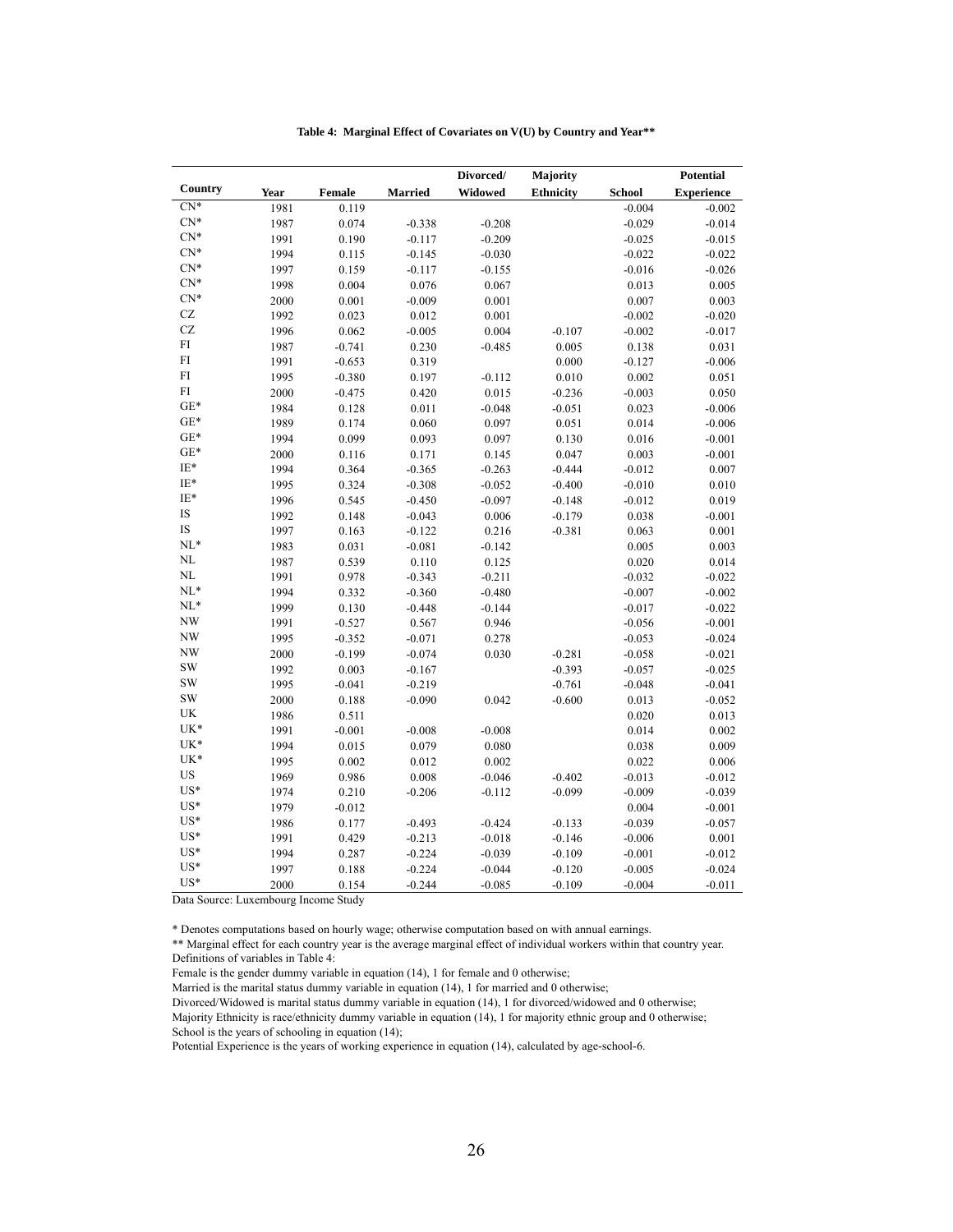**Table 4: Marginal Effect of Covariates on V(U) by Country and Year****

| Country | Year | Female | Married | Divorced/ Widowed | Majority Ethnicity | School | Potential Experience |
|---|---|---|---|---|---|---|---|
| CN* | 1981 | 0.119 | | | | -0.004 | -0.002 |
| CN* | 1987 | 0.074 | -0.338 | -0.208 | | -0.029 | -0.014 |
| CN* | 1991 | 0.190 | -0.117 | -0.209 | | -0.025 | -0.015 |
| CN* | 1994 | 0.115 | -0.145 | -0.030 | | -0.022 | -0.022 |
| CN* | 1997 | 0.159 | -0.117 | -0.155 | | -0.016 | -0.026 |
| CN* | 1998 | 0.004 | 0.076 | 0.067 | | 0.013 | 0.005 |
| CN* | 2000 | 0.001 | -0.009 | 0.001 | | 0.007 | 0.003 |
| CZ | 1992 | 0.023 | 0.012 | 0.001 | | -0.002 | -0.020 |
| CZ | 1996 | 0.062 | -0.005 | 0.004 | -0.107 | -0.002 | -0.017 |
| FI | 1987 | -0.741 | 0.230 | -0.485 | 0.005 | 0.138 | 0.031 |
| FI | 1991 | -0.653 | 0.319 | | 0.000 | -0.127 | -0.006 |
| FI | 1995 | -0.380 | 0.197 | -0.112 | 0.010 | 0.002 | 0.051 |
| FI | 2000 | -0.475 | 0.420 | 0.015 | -0.236 | -0.003 | 0.050 |
| GE* | 1984 | 0.128 | 0.011 | -0.048 | -0.051 | 0.023 | -0.006 |
| GE* | 1989 | 0.174 | 0.060 | 0.097 | 0.051 | 0.014 | -0.006 |
| GE* | 1994 | 0.099 | 0.093 | 0.097 | 0.130 | 0.016 | -0.001 |
| GE* | 2000 | 0.116 | 0.171 | 0.145 | 0.047 | 0.003 | -0.001 |
| IE* | 1994 | 0.364 | -0.365 | -0.263 | -0.444 | -0.012 | 0.007 |
| IE* | 1995 | 0.324 | -0.308 | -0.052 | -0.400 | -0.010 | 0.010 |
| IE* | 1996 | 0.545 | -0.450 | -0.097 | -0.148 | -0.012 | 0.019 |
| IS | 1992 | 0.148 | -0.043 | 0.006 | -0.179 | 0.038 | -0.001 |
| IS | 1997 | 0.163 | -0.122 | 0.216 | -0.381 | 0.063 | 0.001 |
| NL* | 1983 | 0.031 | -0.081 | -0.142 | | 0.005 | 0.003 |
| NL | 1987 | 0.539 | 0.110 | 0.125 | | 0.020 | 0.014 |
| NL | 1991 | 0.978 | -0.343 | -0.211 | | -0.032 | -0.022 |
| NL* | 1994 | 0.332 | -0.360 | -0.480 | | -0.007 | -0.002 |
| NL* | 1999 | 0.130 | -0.448 | -0.144 | | -0.017 | -0.022 |
| NW | 1991 | -0.527 | 0.567 | 0.946 | | -0.056 | -0.001 |
| NW | 1995 | -0.352 | -0.071 | 0.278 | | -0.053 | -0.024 |
| NW | 2000 | -0.199 | -0.074 | 0.030 | -0.281 | -0.058 | -0.021 |
| SW | 1992 | 0.003 | -0.167 | | -0.393 | -0.057 | -0.025 |
| SW | 1995 | -0.041 | -0.219 | | -0.761 | -0.048 | -0.041 |
| SW | 2000 | 0.188 | -0.090 | 0.042 | -0.600 | 0.013 | -0.052 |
| UK | 1986 | 0.511 | | | | 0.020 | 0.013 |
| UK* | 1991 | -0.001 | -0.008 | -0.008 | | 0.014 | 0.002 |
| UK* | 1994 | 0.015 | 0.079 | 0.080 | | 0.038 | 0.009 |
| UK* | 1995 | 0.002 | 0.012 | 0.002 | | 0.022 | 0.006 |
| US | 1969 | 0.986 | 0.008 | -0.046 | -0.402 | -0.013 | -0.012 |
| US* | 1974 | 0.210 | -0.206 | -0.112 | -0.099 | -0.009 | -0.039 |
| US* | 1979 | -0.012 | | | | 0.004 | -0.001 |
| US* | 1986 | 0.177 | -0.493 | -0.424 | -0.133 | -0.039 | -0.057 |
| US* | 1991 | 0.429 | -0.213 | -0.018 | -0.146 | -0.006 | 0.001 |
| US* | 1994 | 0.287 | -0.224 | -0.039 | -0.109 | -0.001 | -0.012 |
| US* | 1997 | 0.188 | -0.224 | -0.044 | -0.120 | -0.005 | -0.024 |
| US* | 2000 | 0.154 | -0.244 | -0.085 | -0.109 | -0.004 | -0.011 |

Data Source: Luxembourg Income Study

* Denotes computations based on hourly wage; otherwise computation based on with annual earnings.

** Marginal effect for each country year is the average marginal effect of individual workers within that country year.

Definitions of variables in Table 4:

Female is the gender dummy variable in equation (14), 1 for female and 0 otherwise;

Married is the marital status dummy variable in equation (14), 1 for married and 0 otherwise;

Divorced/Widowed is marital status dummy variable in equation (14), 1 for divorced/widowed and 0 otherwise;

Majority Ethnicity is race/ethnicity dummy variable in equation (14), 1 for majority ethnic group and 0 otherwise;

School is the years of schooling in equation (14);

Potential Experience is the years of working experience in equation (14), calculated by age-school-6.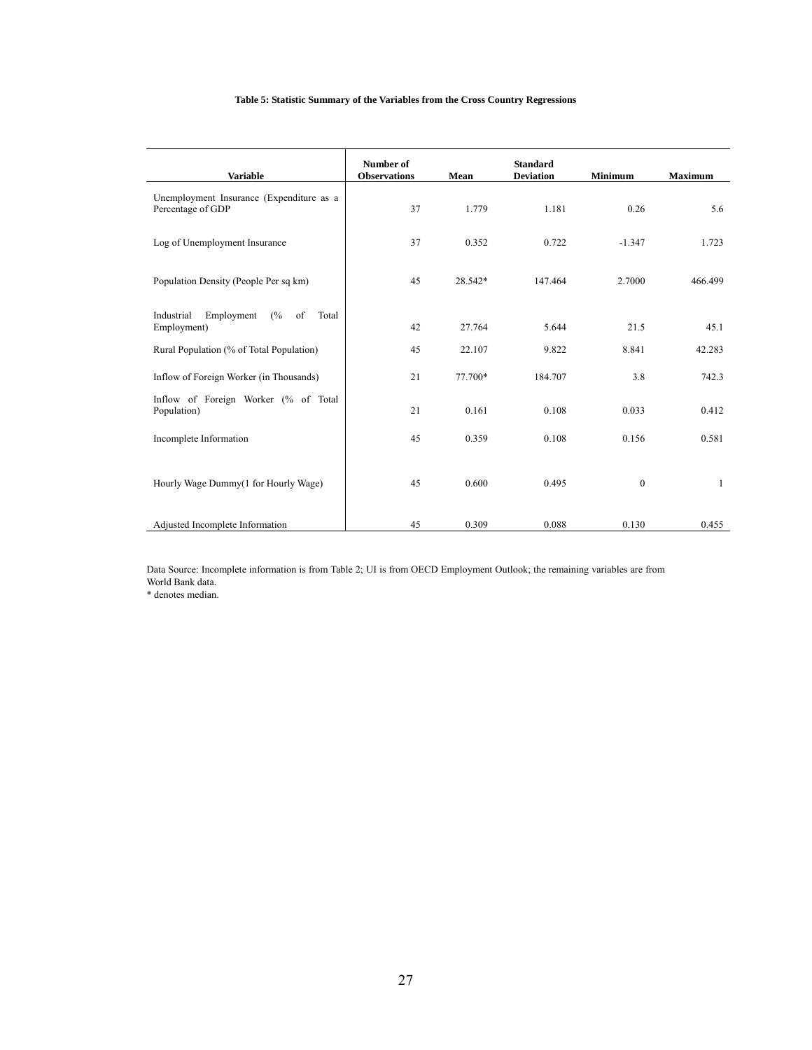**Table 5: Statistic Summary of the Variables from the Cross Country Regressions**

| Variable | Number of Observations | Mean | Standard Deviation | Minimum | Maximum |
|---|---|---|---|---|---|
| Unemployment Insurance (Expenditure as a Percentage of GDP | 37 | 1.779 | 1.181 | 0.26 | 5.6 |
| Log of Unemployment Insurance | 37 | 0.352 | 0.722 | -1.347 | 1.723 |
| Population Density (People Per sq km) | 45 | 28.542* | 147.464 | 2.7000 | 466.499 |
| Industrial Employment (% of Total Employment) | 42 | 27.764 | 5.644 | 21.5 | 45.1 |
| Rural Population (% of Total Population) | 45 | 22.107 | 9.822 | 8.841 | 42.283 |
| Inflow of Foreign Worker (in Thousands) | 21 | 77.700* | 184.707 | 3.8 | 742.3 |
| Inflow of Foreign Worker (% of Total Population) | 21 | 0.161 | 0.108 | 0.033 | 0.412 |
| Incomplete Information | 45 | 0.359 | 0.108 | 0.156 | 0.581 |
| Hourly Wage Dummy(1 for Hourly Wage) | 45 | 0.600 | 0.495 | 0 | 1 |
| Adjusted Incomplete Information | 45 | 0.309 | 0.088 | 0.130 | 0.455 |

Data Source: Incomplete information is from Table 2; UI is from OECD Employment Outlook; the remaining variables are from World Bank data.
* denotes median.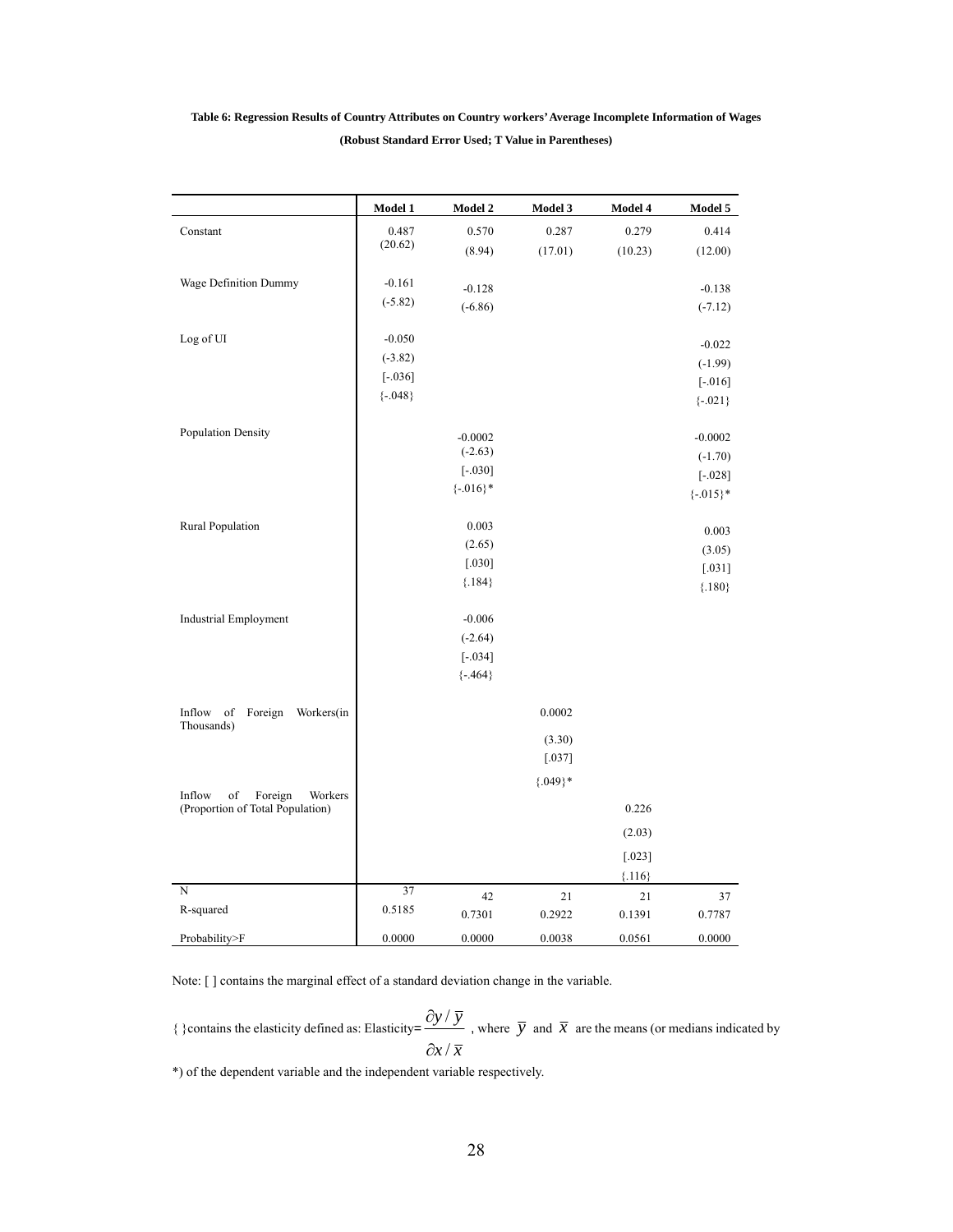**Table 6: Regression Results of Country Attributes on Country workers' Average Incomplete Information of Wages**

**(Robust Standard Error Used; T Value in Parentheses)**

| | Model 1 | Model 2 | Model 3 | Model 4 | Model 5 |
|---|---|---|---|---|---|
| Constant | 0.487<br>(20.62) | 0.570<br>(8.94) | 0.287<br>(17.01) | 0.279<br>(10.23) | 0.414<br>(12.00) |
| Wage Definition Dummy | -0.161<br>(-5.82) | -0.128<br>(-6.86) | | | -0.138<br>(-7.12) |
| Log of UI | -0.050<br>(-3.82)<br>[-.036]<br>{-.048} | | | | -0.022<br>(-1.99)<br>[-.016]<br>{-.021} |
| Population Density | | -0.0002<br>(-2.63)<br>[-.030]<br>{-.016}* | | | -0.0002<br>(-1.70)<br>[-.028]<br>{-.015}* |
| Rural Population | | 0.003<br>(2.65)<br>[.030]<br>{.184} | | | 0.003<br>(3.05)<br>[.031]<br>{.180} |
| Industrial Employment | | -0.006<br>(-2.64)<br>[-.034]<br>{-.464} | | | |
| Inflow of Foreign Workers(in Thousands) | | | 0.0002<br>(3.30)<br>[.037]<br>{.049}* | | |
| Inflow of Foreign Workers (Proportion of Total Population) | | | | 0.226<br>(2.03)<br>[.023]<br>{.116} | |
| N | 37 | 42 | 21 | 21 | 37 |
| R-squared | 0.5185 | 0.7301 | 0.2922 | 0.1391 | 0.7787 |
| Probability>F | 0.0000 | 0.0000 | 0.0038 | 0.0561 | 0.0000 |

Note: [ ] contains the marginal effect of a standard deviation change in the variable.

{ } contains the elasticity defined as: Elasticity= $\dfrac{\partial y / \overline{y}}{\partial x / \overline{x}}$ , where $\overline{y}$ and $\overline{x}$ are the means (or medians indicated by *) of the dependent variable and the independent variable respectively.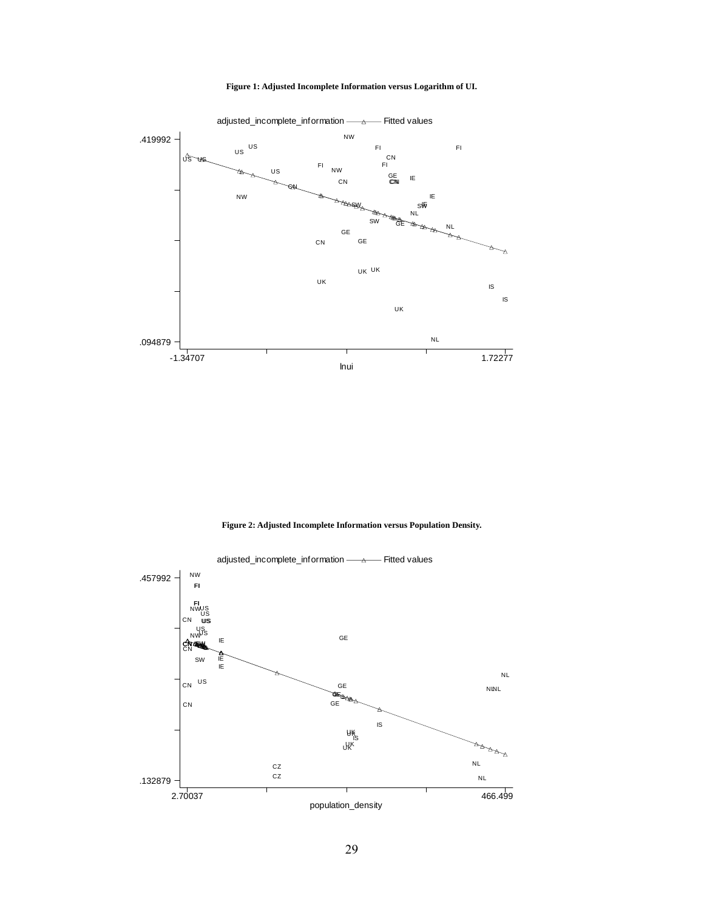**Figure 1: Adjusted Incomplete Information versus Logarithm of UI.**

**Figure 2: Adjusted Incomplete Information versus Population Density.**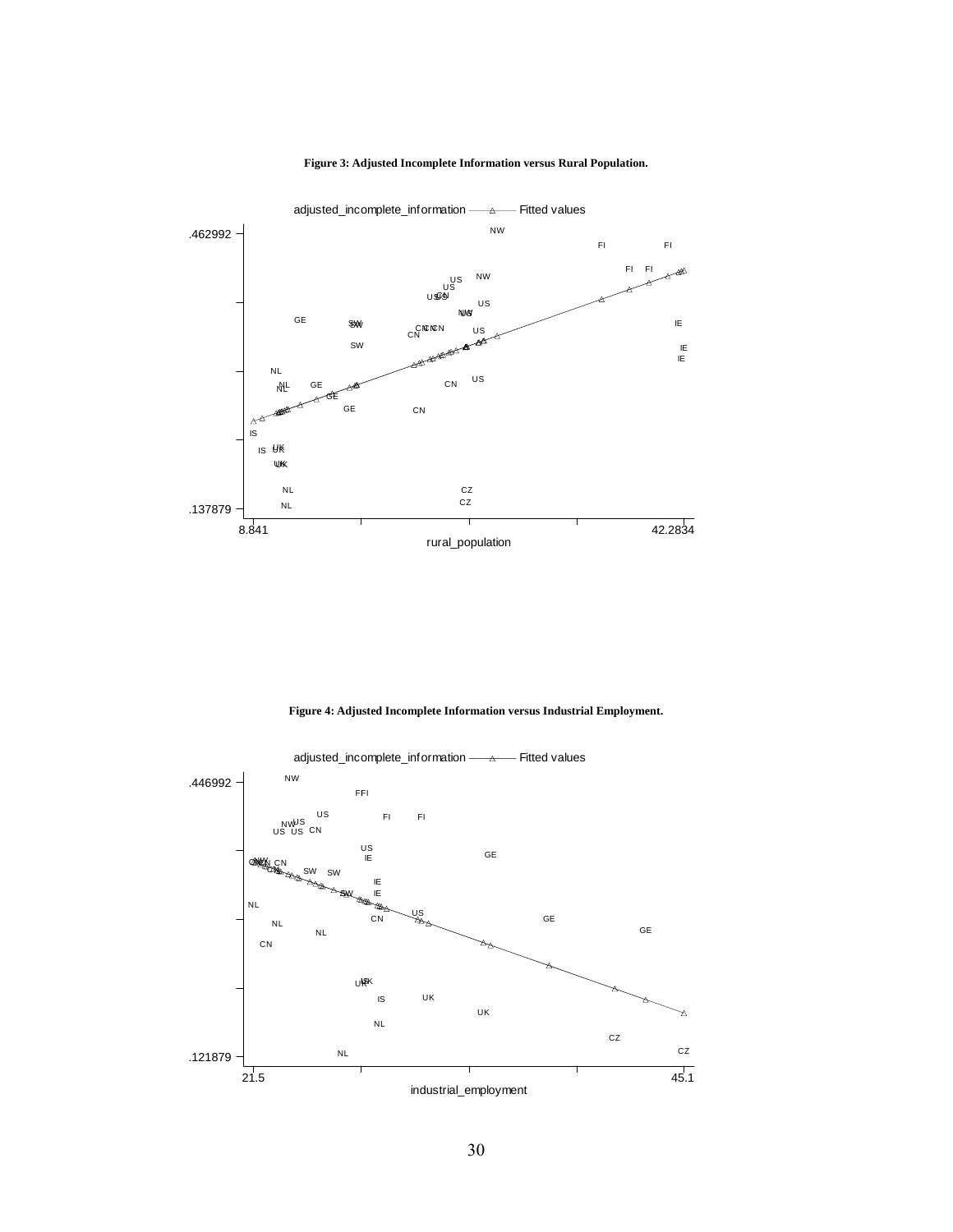**Figure 3: Adjusted Incomplete Information versus Rural Population.**

**Figure 4: Adjusted Incomplete Information versus Industrial Employment.**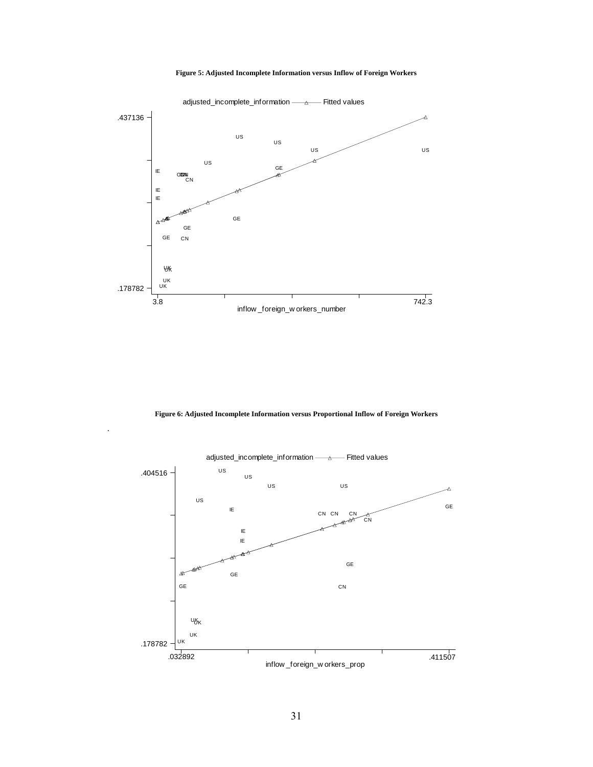**Figure 5: Adjusted Incomplete Information versus Inflow of Foreign Workers**

adjusted_incomplete_information — Fitted values

.437136

.178782

3.8 — 742.3

inflow_foreign_workers_number

**Figure 6: Adjusted Incomplete Information versus Proportional Inflow of Foreign Workers**

.

adjusted_incomplete_information — Fitted values

.404516

.178782

.032892 — .411507

inflow_foreign_workers_prop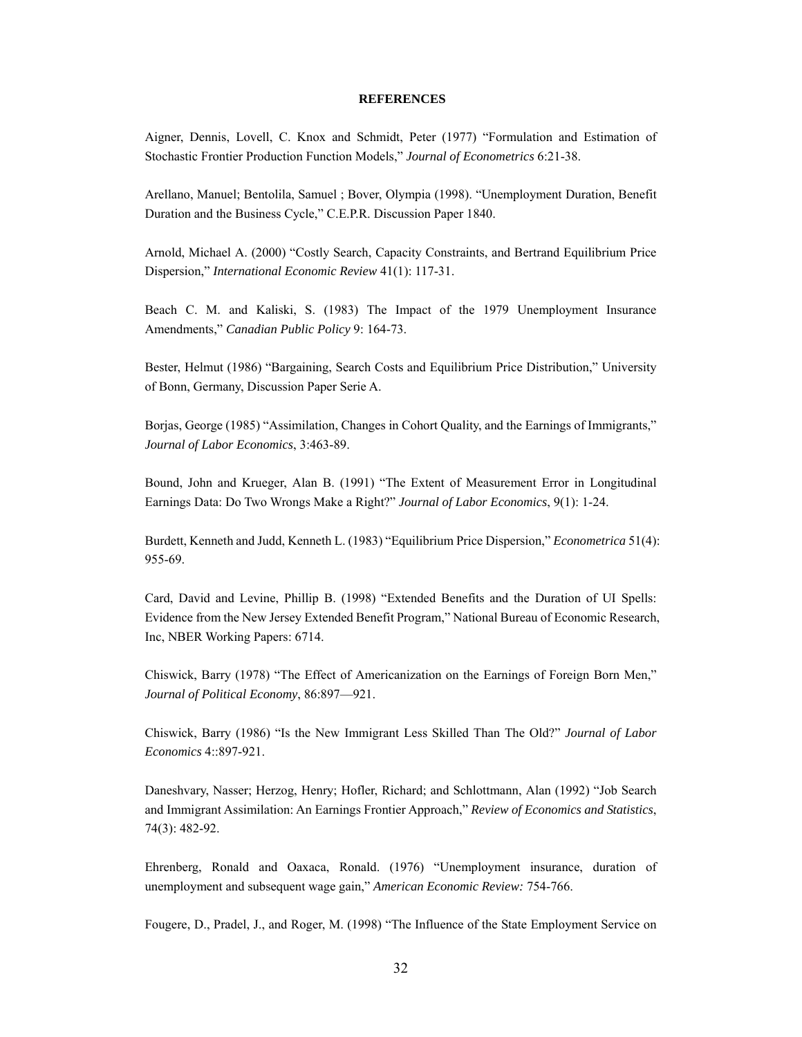**REFERENCES**

Aigner, Dennis, Lovell, C. Knox and Schmidt, Peter (1977) “Formulation and Estimation of Stochastic Frontier Production Function Models,” *Journal of Econometrics* 6:21-38.

Arellano, Manuel; Bentolila, Samuel ; Bover, Olympia (1998). “Unemployment Duration, Benefit Duration and the Business Cycle,” C.E.P.R. Discussion Paper 1840.

Arnold, Michael A. (2000) “Costly Search, Capacity Constraints, and Bertrand Equilibrium Price Dispersion,” *International Economic Review* 41(1): 117-31.

Beach C. M. and Kaliski, S. (1983) The Impact of the 1979 Unemployment Insurance Amendments,” *Canadian Public Policy* 9: 164-73.

Bester, Helmut (1986) “Bargaining, Search Costs and Equilibrium Price Distribution,” University of Bonn, Germany, Discussion Paper Serie A.

Borjas, George (1985) “Assimilation, Changes in Cohort Quality, and the Earnings of Immigrants,” *Journal of Labor Economics*, 3:463-89.

Bound, John and Krueger, Alan B. (1991) “The Extent of Measurement Error in Longitudinal Earnings Data: Do Two Wrongs Make a Right?” *Journal of Labor Economics*, 9(1): 1-24.

Burdett, Kenneth and Judd, Kenneth L. (1983) “Equilibrium Price Dispersion,” *Econometrica* 51(4): 955-69.

Card, David and Levine, Phillip B. (1998) “Extended Benefits and the Duration of UI Spells: Evidence from the New Jersey Extended Benefit Program,” National Bureau of Economic Research, Inc, NBER Working Papers: 6714.

Chiswick, Barry (1978) “The Effect of Americanization on the Earnings of Foreign Born Men,” *Journal of Political Economy*, 86:897—921.

Chiswick, Barry (1986) “Is the New Immigrant Less Skilled Than The Old?” *Journal of Labor Economics* 4::897-921.

Daneshvary, Nasser; Herzog, Henry; Hofler, Richard; and Schlottmann, Alan (1992) “Job Search and Immigrant Assimilation: An Earnings Frontier Approach,” *Review of Economics and Statistics*, 74(3): 482-92.

Ehrenberg, Ronald and Oaxaca, Ronald. (1976) “Unemployment insurance, duration of unemployment and subsequent wage gain,” *American Economic Review:* 754-766.

Fougere, D., Pradel, J., and Roger, M. (1998) “The Influence of the State Employment Service on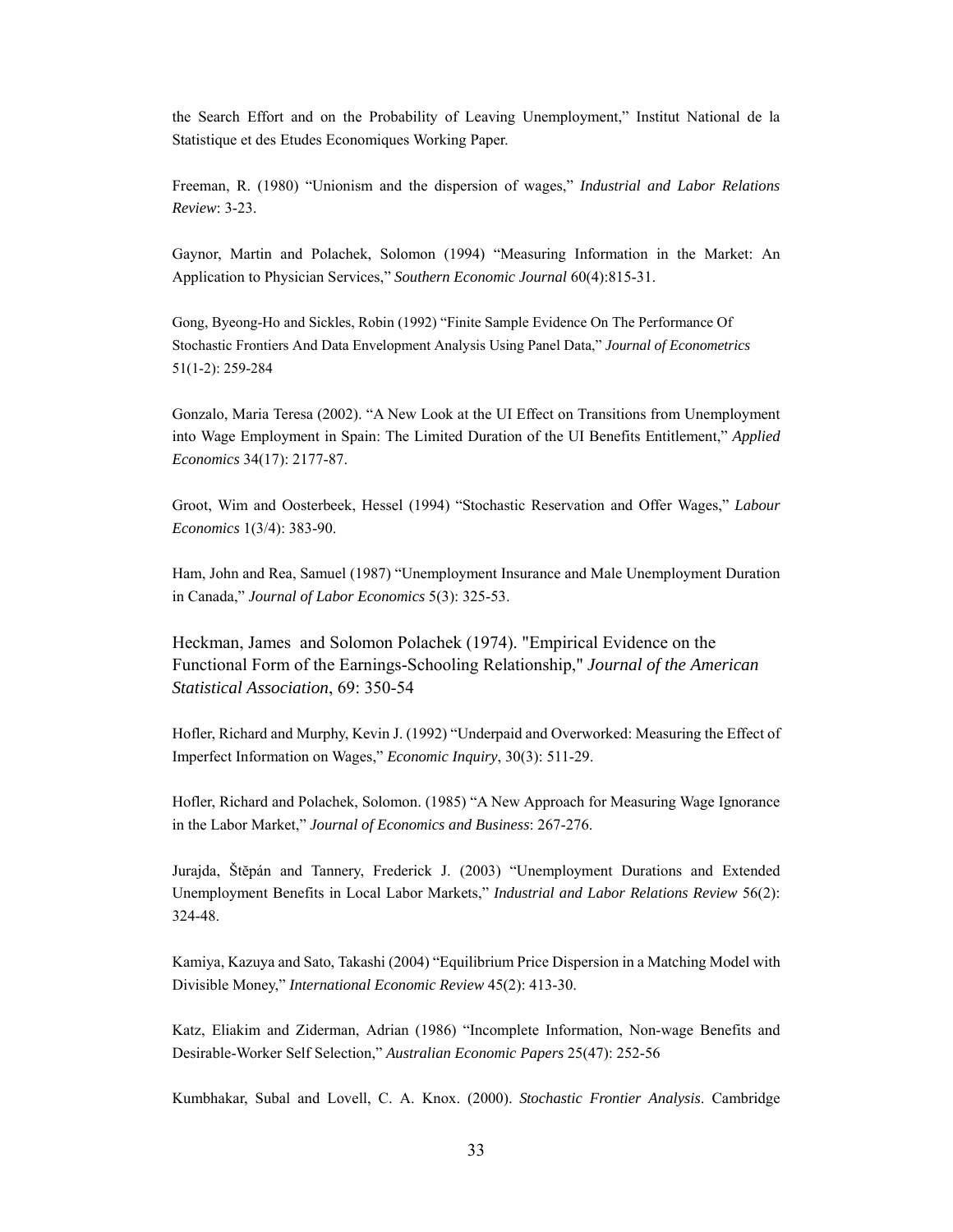the Search Effort and on the Probability of Leaving Unemployment," Institut National de la Statistique et des Etudes Economiques Working Paper.

Freeman, R. (1980) "Unionism and the dispersion of wages," *Industrial and Labor Relations Review*: 3-23.

Gaynor, Martin and Polachek, Solomon (1994) "Measuring Information in the Market: An Application to Physician Services," *Southern Economic Journal* 60(4):815-31.

Gong, Byeong-Ho and Sickles, Robin (1992) "Finite Sample Evidence On The Performance Of Stochastic Frontiers And Data Envelopment Analysis Using Panel Data," *Journal of Econometrics* 51(1-2): 259-284

Gonzalo, Maria Teresa (2002). "A New Look at the UI Effect on Transitions from Unemployment into Wage Employment in Spain: The Limited Duration of the UI Benefits Entitlement," *Applied Economics* 34(17): 2177-87.

Groot, Wim and Oosterbeek, Hessel (1994) "Stochastic Reservation and Offer Wages," *Labour Economics* 1(3/4): 383-90.

Ham, John and Rea, Samuel (1987) "Unemployment Insurance and Male Unemployment Duration in Canada," *Journal of Labor Economics* 5(3): 325-53.

Heckman, James and Solomon Polachek (1974). "Empirical Evidence on the Functional Form of the Earnings-Schooling Relationship," *Journal of the American Statistical Association*, 69: 350-54

Hofler, Richard and Murphy, Kevin J. (1992) "Underpaid and Overworked: Measuring the Effect of Imperfect Information on Wages," *Economic Inquiry*, 30(3): 511-29.

Hofler, Richard and Polachek, Solomon. (1985) "A New Approach for Measuring Wage Ignorance in the Labor Market," *Journal of Economics and Business*: 267-276.

Jurajda, Štěpán and Tannery, Frederick J. (2003) "Unemployment Durations and Extended Unemployment Benefits in Local Labor Markets," *Industrial and Labor Relations Review* 56(2): 324-48.

Kamiya, Kazuya and Sato, Takashi (2004) "Equilibrium Price Dispersion in a Matching Model with Divisible Money," *International Economic Review* 45(2): 413-30.

Katz, Eliakim and Ziderman, Adrian (1986) "Incomplete Information, Non-wage Benefits and Desirable-Worker Self Selection," *Australian Economic Papers* 25(47): 252-56

Kumbhakar, Subal and Lovell, C. A. Knox. (2000). *Stochastic Frontier Analysis*. Cambridge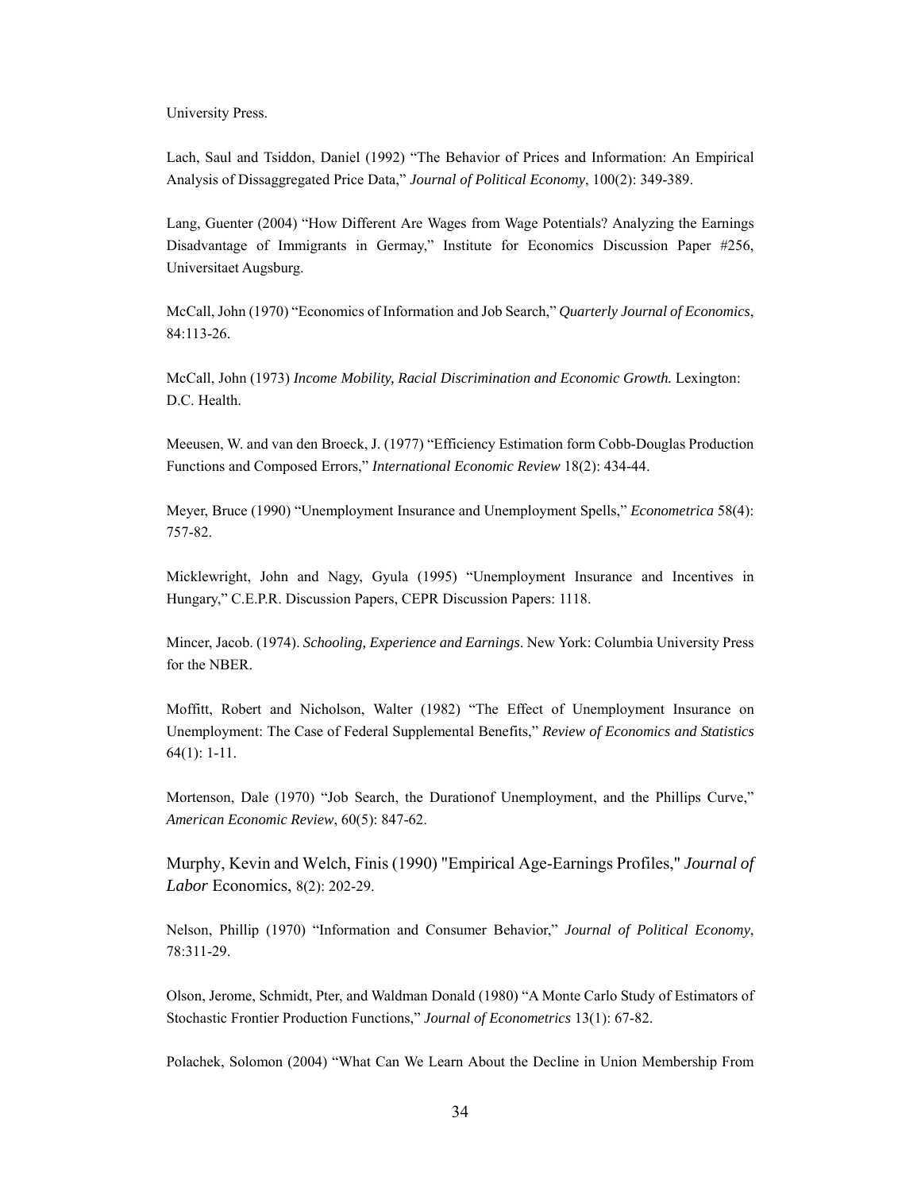University Press.

Lach, Saul and Tsiddon, Daniel (1992) "The Behavior of Prices and Information: An Empirical Analysis of Dissaggregated Price Data," *Journal of Political Economy*, 100(2): 349-389.

Lang, Guenter (2004) "How Different Are Wages from Wage Potentials? Analyzing the Earnings Disadvantage of Immigrants in Germay," Institute for Economics Discussion Paper #256, Universitaet Augsburg.

McCall, John (1970) "Economics of Information and Job Search," *Quarterly Journal of Economics*, 84:113-26.

McCall, John (1973) *Income Mobility, Racial Discrimination and Economic Growth.* Lexington: D.C. Health.

Meeusen, W. and van den Broeck, J. (1977) "Efficiency Estimation form Cobb-Douglas Production Functions and Composed Errors," *International Economic Review* 18(2): 434-44.

Meyer, Bruce (1990) "Unemployment Insurance and Unemployment Spells," *Econometrica* 58(4): 757-82.

Micklewright, John and Nagy, Gyula (1995) "Unemployment Insurance and Incentives in Hungary," C.E.P.R. Discussion Papers, CEPR Discussion Papers: 1118.

Mincer, Jacob. (1974). *Schooling, Experience and Earnings*. New York: Columbia University Press for the NBER.

Moffitt, Robert and Nicholson, Walter (1982) "The Effect of Unemployment Insurance on Unemployment: The Case of Federal Supplemental Benefits," *Review of Economics and Statistics* 64(1): 1-11.

Mortenson, Dale (1970) "Job Search, the Durationof Unemployment, and the Phillips Curve," *American Economic Review*, 60(5): 847-62.

Murphy, Kevin and Welch, Finis (1990) "Empirical Age-Earnings Profiles," *Journal of Labor* Economics, 8(2): 202-29.

Nelson, Phillip (1970) "Information and Consumer Behavior," *Journal of Political Economy*, 78:311-29.

Olson, Jerome, Schmidt, Pter, and Waldman Donald (1980) "A Monte Carlo Study of Estimators of Stochastic Frontier Production Functions," *Journal of Econometrics* 13(1): 67-82.

Polachek, Solomon (2004) "What Can We Learn About the Decline in Union Membership From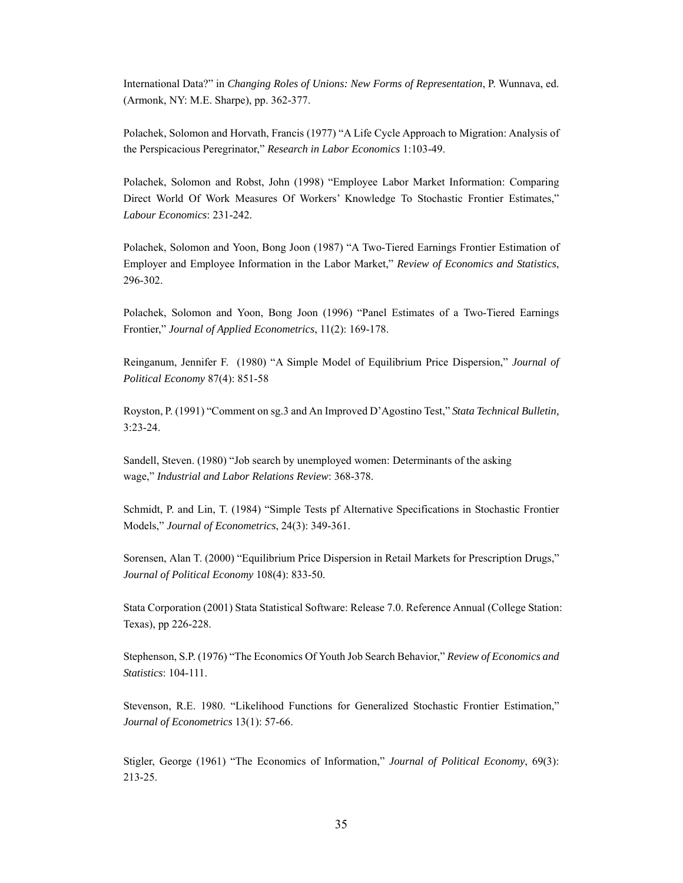International Data?" in *Changing Roles of Unions: New Forms of Representation*, P. Wunnava, ed. (Armonk, NY: M.E. Sharpe), pp. 362-377.

Polachek, Solomon and Horvath, Francis (1977) "A Life Cycle Approach to Migration: Analysis of the Perspicacious Peregrinator," *Research in Labor Economics* 1:103-49.

Polachek, Solomon and Robst, John (1998) "Employee Labor Market Information: Comparing Direct World Of Work Measures Of Workers' Knowledge To Stochastic Frontier Estimates," *Labour Economics*: 231-242.

Polachek, Solomon and Yoon, Bong Joon (1987) "A Two-Tiered Earnings Frontier Estimation of Employer and Employee Information in the Labor Market," *Review of Economics and Statistics*, 296-302.

Polachek, Solomon and Yoon, Bong Joon (1996) "Panel Estimates of a Two-Tiered Earnings Frontier," *Journal of Applied Econometrics*, 11(2): 169-178.

Reinganum, Jennifer F. (1980) "A Simple Model of Equilibrium Price Dispersion," *Journal of Political Economy* 87(4): 851-58

Royston, P. (1991) "Comment on sg.3 and An Improved D'Agostino Test," *Stata Technical Bulletin,* 3:23-24.

Sandell, Steven. (1980) "Job search by unemployed women: Determinants of the asking wage," *Industrial and Labor Relations Review*: 368-378.

Schmidt, P. and Lin, T. (1984) "Simple Tests pf Alternative Specifications in Stochastic Frontier Models," *Journal of Econometrics*, 24(3): 349-361.

Sorensen, Alan T. (2000) "Equilibrium Price Dispersion in Retail Markets for Prescription Drugs," *Journal of Political Economy* 108(4): 833-50.

Stata Corporation (2001) Stata Statistical Software: Release 7.0. Reference Annual (College Station: Texas), pp 226-228.

Stephenson, S.P. (1976) "The Economics Of Youth Job Search Behavior," *Review of Economics and Statistics*: 104-111.

Stevenson, R.E. 1980. "Likelihood Functions for Generalized Stochastic Frontier Estimation," *Journal of Econometrics* 13(1): 57-66.

Stigler, George (1961) "The Economics of Information," *Journal of Political Economy*, 69(3): 213-25.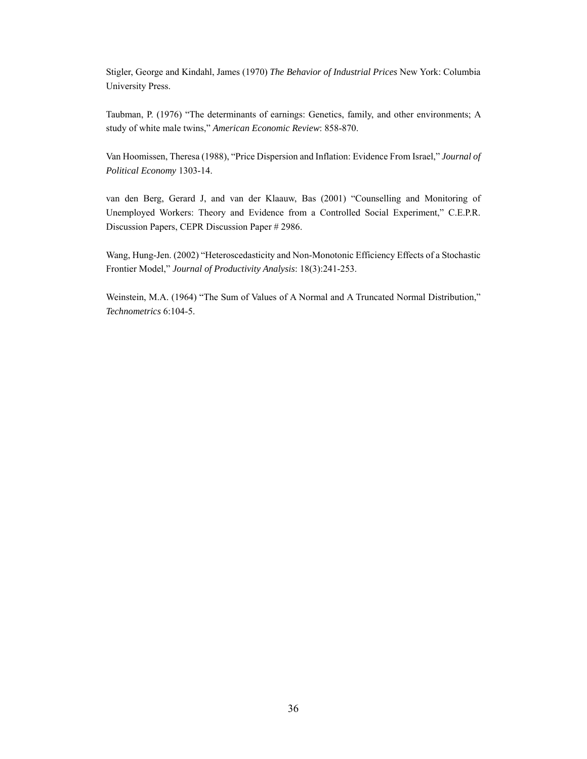Stigler, George and Kindahl, James (1970) *The Behavior of Industrial Prices* New York: Columbia University Press.

Taubman, P. (1976) "The determinants of earnings: Genetics, family, and other environments; A study of white male twins," *American Economic Review*: 858-870.

Van Hoomissen, Theresa (1988), "Price Dispersion and Inflation: Evidence From Israel," *Journal of Political Economy* 1303-14.

van den Berg, Gerard J, and van der Klaauw, Bas (2001) "Counselling and Monitoring of Unemployed Workers: Theory and Evidence from a Controlled Social Experiment," C.E.P.R. Discussion Papers, CEPR Discussion Paper # 2986.

Wang, Hung-Jen. (2002) "Heteroscedasticity and Non-Monotonic Efficiency Effects of a Stochastic Frontier Model," *Journal of Productivity Analysis*: 18(3):241-253.

Weinstein, M.A. (1964) "The Sum of Values of A Normal and A Truncated Normal Distribution," *Technometrics* 6:104-5.